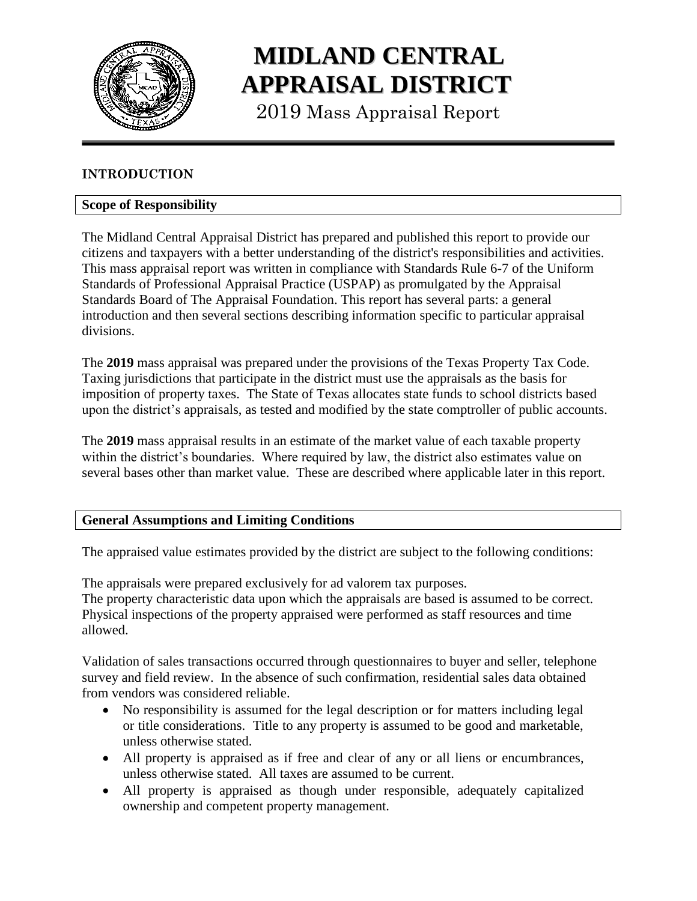# MIDLAND CENTRAL APPRAISAL DISTRICT

2019 Mass Appraisal Report

## INTRODUCTION

### Scope of Responsibility

The Midland Central Appraisal District has prepared and published this report to provide our citizens and taxpayers with a better understanding of the district's responsibilities and activities. This mass appraisal report was written in compliance with Standards Rule 6-7 of the Uniform Standards of Professional Appraisal Practice (USPAP) as promulgated by the Appraisal Standards Board of The Appraisal Foundation. This report has several parts: a general introduction and then several sections describing information specific to particular appraisal divisions.

The **2019** mass appraisal was prepared under the provisions of the Texas Property Tax Code. Taxing jurisdictions that participate in the district must use the appraisals as the basis for imposition of property taxes. The State of Texas allocates state funds to school districts based upon the district's appraisals, as tested and modified by the state comptroller of public accounts.

The **2019** mass appraisal results in an estimate of the market value of each taxable property within the district's boundaries. Where required by law, the district also estimates value on several bases other than market value. These are described where applicable later in this report.

### General Assumptions and Limiting Conditions

The appraised value estimates provided by the district are subject to the following conditions:

The appraisals were prepared exclusively for ad valorem tax purposes.
The property characteristic data upon which the appraisals are based is assumed to be correct. Physical inspections of the property appraised were performed as staff resources and time allowed.

Validation of sales transactions occurred through questionnaires to buyer and seller, telephone survey and field review. In the absence of such confirmation, residential sales data obtained from vendors was considered reliable.

- No responsibility is assumed for the legal description or for matters including legal or title considerations. Title to any property is assumed to be good and marketable, unless otherwise stated.
- All property is appraised as if free and clear of any or all liens or encumbrances, unless otherwise stated. All taxes are assumed to be current.
- All property is appraised as though under responsible, adequately capitalized ownership and competent property management.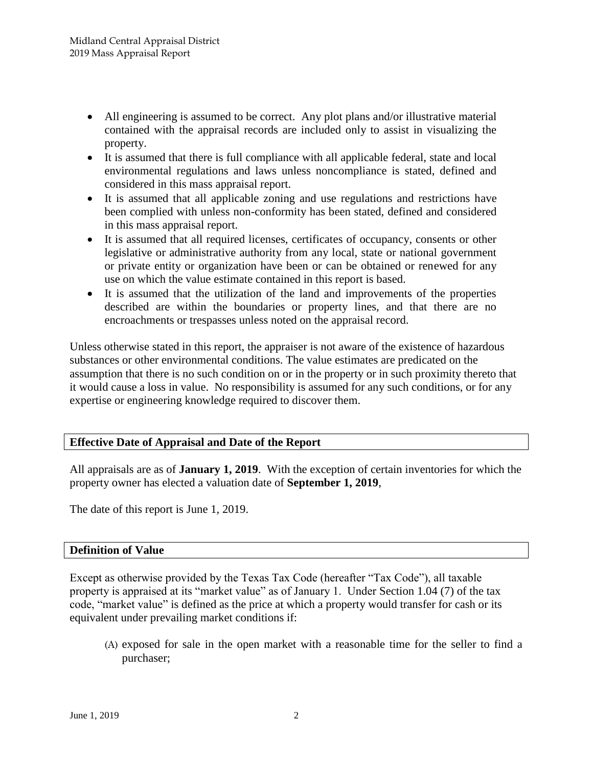- All engineering is assumed to be correct. Any plot plans and/or illustrative material contained with the appraisal records are included only to assist in visualizing the property.
- It is assumed that there is full compliance with all applicable federal, state and local environmental regulations and laws unless noncompliance is stated, defined and considered in this mass appraisal report.
- It is assumed that all applicable zoning and use regulations and restrictions have been complied with unless non-conformity has been stated, defined and considered in this mass appraisal report.
- It is assumed that all required licenses, certificates of occupancy, consents or other legislative or administrative authority from any local, state or national government or private entity or organization have been or can be obtained or renewed for any use on which the value estimate contained in this report is based.
- It is assumed that the utilization of the land and improvements of the properties described are within the boundaries or property lines, and that there are no encroachments or trespasses unless noted on the appraisal record.

Unless otherwise stated in this report, the appraiser is not aware of the existence of hazardous substances or other environmental conditions. The value estimates are predicated on the assumption that there is no such condition on or in the property or in such proximity thereto that it would cause a loss in value. No responsibility is assumed for any such conditions, or for any expertise or engineering knowledge required to discover them.

## Effective Date of Appraisal and Date of the Report

All appraisals are as of **January 1, 2019**. With the exception of certain inventories for which the property owner has elected a valuation date of **September 1, 2019**,

The date of this report is June 1, 2019.

## Definition of Value

Except as otherwise provided by the Texas Tax Code (hereafter "Tax Code"), all taxable property is appraised at its "market value" as of January 1. Under Section 1.04 (7) of the tax code, "market value" is defined as the price at which a property would transfer for cash or its equivalent under prevailing market conditions if:

(A) exposed for sale in the open market with a reasonable time for the seller to find a purchaser;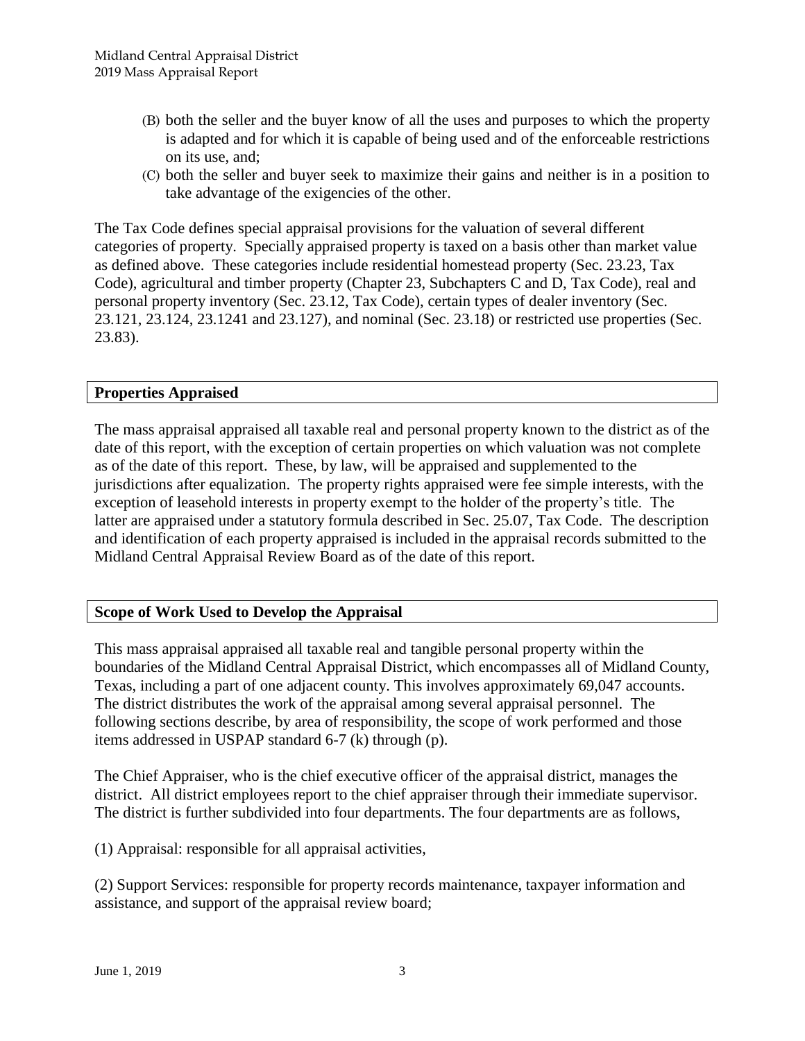(B) both the seller and the buyer know of all the uses and purposes to which the property is adapted and for which it is capable of being used and of the enforceable restrictions on its use, and;

(C) both the seller and buyer seek to maximize their gains and neither is in a position to take advantage of the exigencies of the other.

The Tax Code defines special appraisal provisions for the valuation of several different categories of property. Specially appraised property is taxed on a basis other than market value as defined above. These categories include residential homestead property (Sec. 23.23, Tax Code), agricultural and timber property (Chapter 23, Subchapters C and D, Tax Code), real and personal property inventory (Sec. 23.12, Tax Code), certain types of dealer inventory (Sec. 23.121, 23.124, 23.1241 and 23.127), and nominal (Sec. 23.18) or restricted use properties (Sec. 23.83).

## Properties Appraised

The mass appraisal appraised all taxable real and personal property known to the district as of the date of this report, with the exception of certain properties on which valuation was not complete as of the date of this report. These, by law, will be appraised and supplemented to the jurisdictions after equalization. The property rights appraised were fee simple interests, with the exception of leasehold interests in property exempt to the holder of the property's title. The latter are appraised under a statutory formula described in Sec. 25.07, Tax Code. The description and identification of each property appraised is included in the appraisal records submitted to the Midland Central Appraisal Review Board as of the date of this report.

## Scope of Work Used to Develop the Appraisal

This mass appraisal appraised all taxable real and tangible personal property within the boundaries of the Midland Central Appraisal District, which encompasses all of Midland County, Texas, including a part of one adjacent county. This involves approximately 69,047 accounts. The district distributes the work of the appraisal among several appraisal personnel. The following sections describe, by area of responsibility, the scope of work performed and those items addressed in USPAP standard 6-7 (k) through (p).

The Chief Appraiser, who is the chief executive officer of the appraisal district, manages the district. All district employees report to the chief appraiser through their immediate supervisor. The district is further subdivided into four departments. The four departments are as follows,

(1) Appraisal: responsible for all appraisal activities,

(2) Support Services: responsible for property records maintenance, taxpayer information and assistance, and support of the appraisal review board;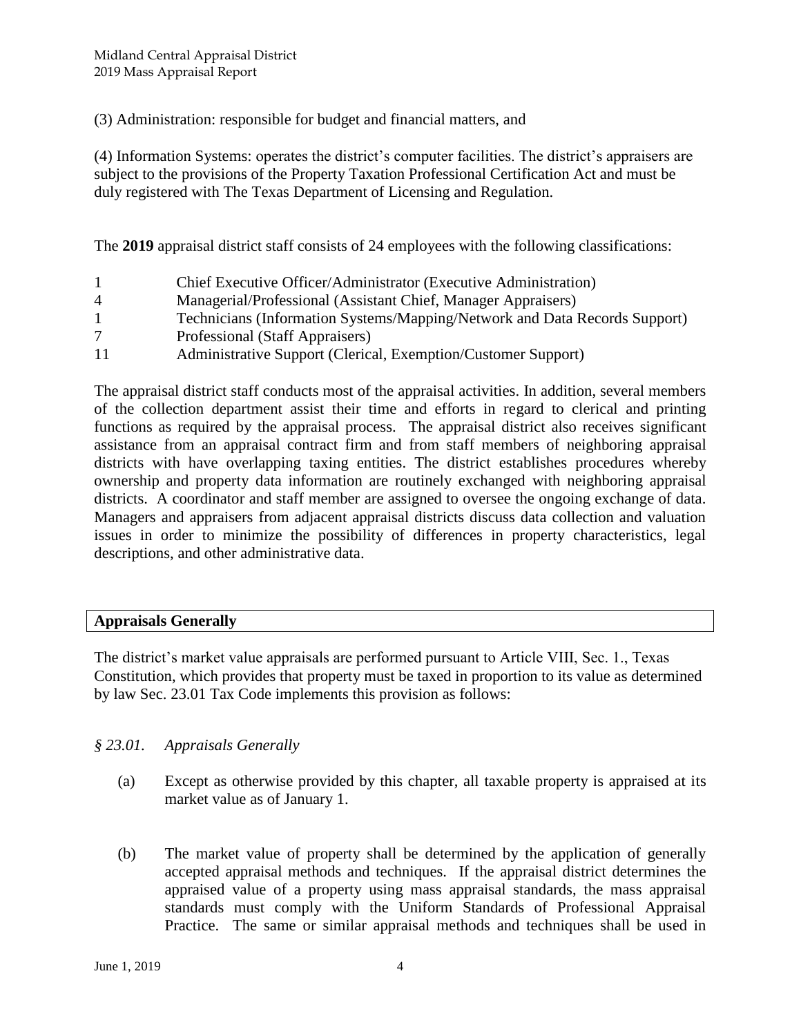(3) Administration: responsible for budget and financial matters, and

(4) Information Systems: operates the district's computer facilities. The district's appraisers are subject to the provisions of the Property Taxation Professional Certification Act and must be duly registered with The Texas Department of Licensing and Regulation.

The **2019** appraisal district staff consists of 24 employees with the following classifications:

| | |
|---|---|
| 1 | Chief Executive Officer/Administrator (Executive Administration) |
| 4 | Managerial/Professional (Assistant Chief, Manager Appraisers) |
| 1 | Technicians (Information Systems/Mapping/Network and Data Records Support) |
| 7 | Professional (Staff Appraisers) |
| 11 | Administrative Support (Clerical, Exemption/Customer Support) |

The appraisal district staff conducts most of the appraisal activities. In addition, several members of the collection department assist their time and efforts in regard to clerical and printing functions as required by the appraisal process. The appraisal district also receives significant assistance from an appraisal contract firm and from staff members of neighboring appraisal districts with have overlapping taxing entities. The district establishes procedures whereby ownership and property data information are routinely exchanged with neighboring appraisal districts. A coordinator and staff member are assigned to oversee the ongoing exchange of data. Managers and appraisers from adjacent appraisal districts discuss data collection and valuation issues in order to minimize the possibility of differences in property characteristics, legal descriptions, and other administrative data.

## Appraisals Generally

The district's market value appraisals are performed pursuant to Article VIII, Sec. 1., Texas Constitution, which provides that property must be taxed in proportion to its value as determined by law Sec. 23.01 Tax Code implements this provision as follows:

*§ 23.01. Appraisals Generally*

(a) Except as otherwise provided by this chapter, all taxable property is appraised at its market value as of January 1.

(b) The market value of property shall be determined by the application of generally accepted appraisal methods and techniques. If the appraisal district determines the appraised value of a property using mass appraisal standards, the mass appraisal standards must comply with the Uniform Standards of Professional Appraisal Practice. The same or similar appraisal methods and techniques shall be used in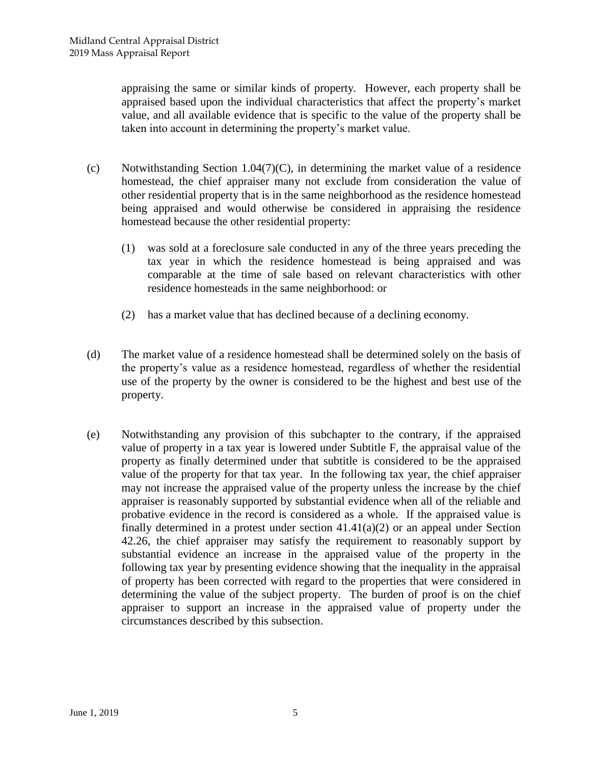appraising the same or similar kinds of property. However, each property shall be appraised based upon the individual characteristics that affect the property's market value, and all available evidence that is specific to the value of the property shall be taken into account in determining the property's market value.

(c) Notwithstanding Section 1.04(7)(C), in determining the market value of a residence homestead, the chief appraiser many not exclude from consideration the value of other residential property that is in the same neighborhood as the residence homestead being appraised and would otherwise be considered in appraising the residence homestead because the other residential property:

(1) was sold at a foreclosure sale conducted in any of the three years preceding the tax year in which the residence homestead is being appraised and was comparable at the time of sale based on relevant characteristics with other residence homesteads in the same neighborhood: or

(2) has a market value that has declined because of a declining economy.

(d) The market value of a residence homestead shall be determined solely on the basis of the property's value as a residence homestead, regardless of whether the residential use of the property by the owner is considered to be the highest and best use of the property.

(e) Notwithstanding any provision of this subchapter to the contrary, if the appraised value of property in a tax year is lowered under Subtitle F, the appraisal value of the property as finally determined under that subtitle is considered to be the appraised value of the property for that tax year. In the following tax year, the chief appraiser may not increase the appraised value of the property unless the increase by the chief appraiser is reasonably supported by substantial evidence when all of the reliable and probative evidence in the record is considered as a whole. If the appraised value is finally determined in a protest under section 41.41(a)(2) or an appeal under Section 42.26, the chief appraiser may satisfy the requirement to reasonably support by substantial evidence an increase in the appraised value of the property in the following tax year by presenting evidence showing that the inequality in the appraisal of property has been corrected with regard to the properties that were considered in determining the value of the subject property. The burden of proof is on the chief appraiser to support an increase in the appraised value of property under the circumstances described by this subsection.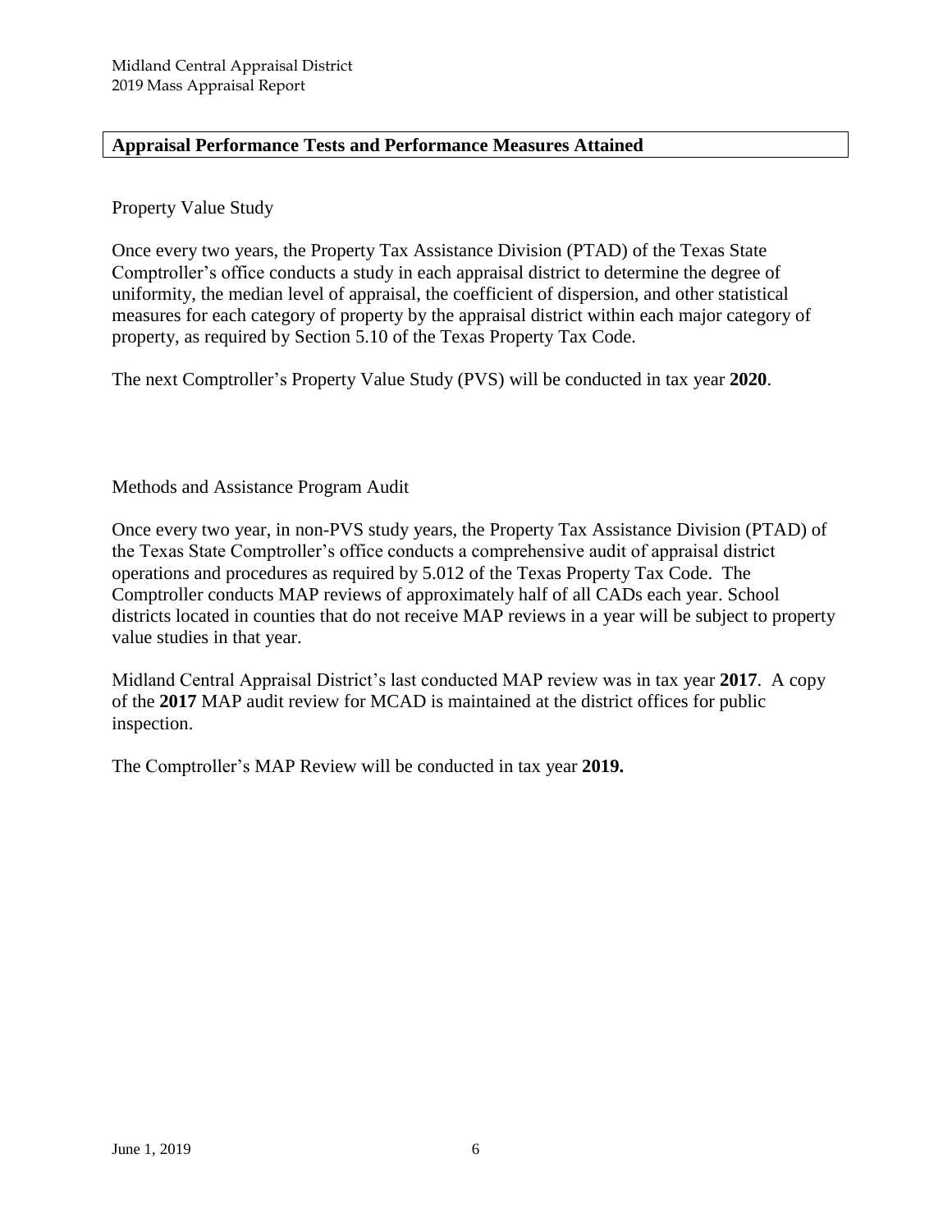## Appraisal Performance Tests and Performance Measures Attained

Property Value Study

Once every two years, the Property Tax Assistance Division (PTAD) of the Texas State Comptroller's office conducts a study in each appraisal district to determine the degree of uniformity, the median level of appraisal, the coefficient of dispersion, and other statistical measures for each category of property by the appraisal district within each major category of property, as required by Section 5.10 of the Texas Property Tax Code.

The next Comptroller's Property Value Study (PVS) will be conducted in tax year **2020**.

Methods and Assistance Program Audit

Once every two year, in non-PVS study years, the Property Tax Assistance Division (PTAD) of the Texas State Comptroller's office conducts a comprehensive audit of appraisal district operations and procedures as required by 5.012 of the Texas Property Tax Code. The Comptroller conducts MAP reviews of approximately half of all CADs each year. School districts located in counties that do not receive MAP reviews in a year will be subject to property value studies in that year.

Midland Central Appraisal District's last conducted MAP review was in tax year **2017**. A copy of the **2017** MAP audit review for MCAD is maintained at the district offices for public inspection.

The Comptroller's MAP Review will be conducted in tax year **2019.**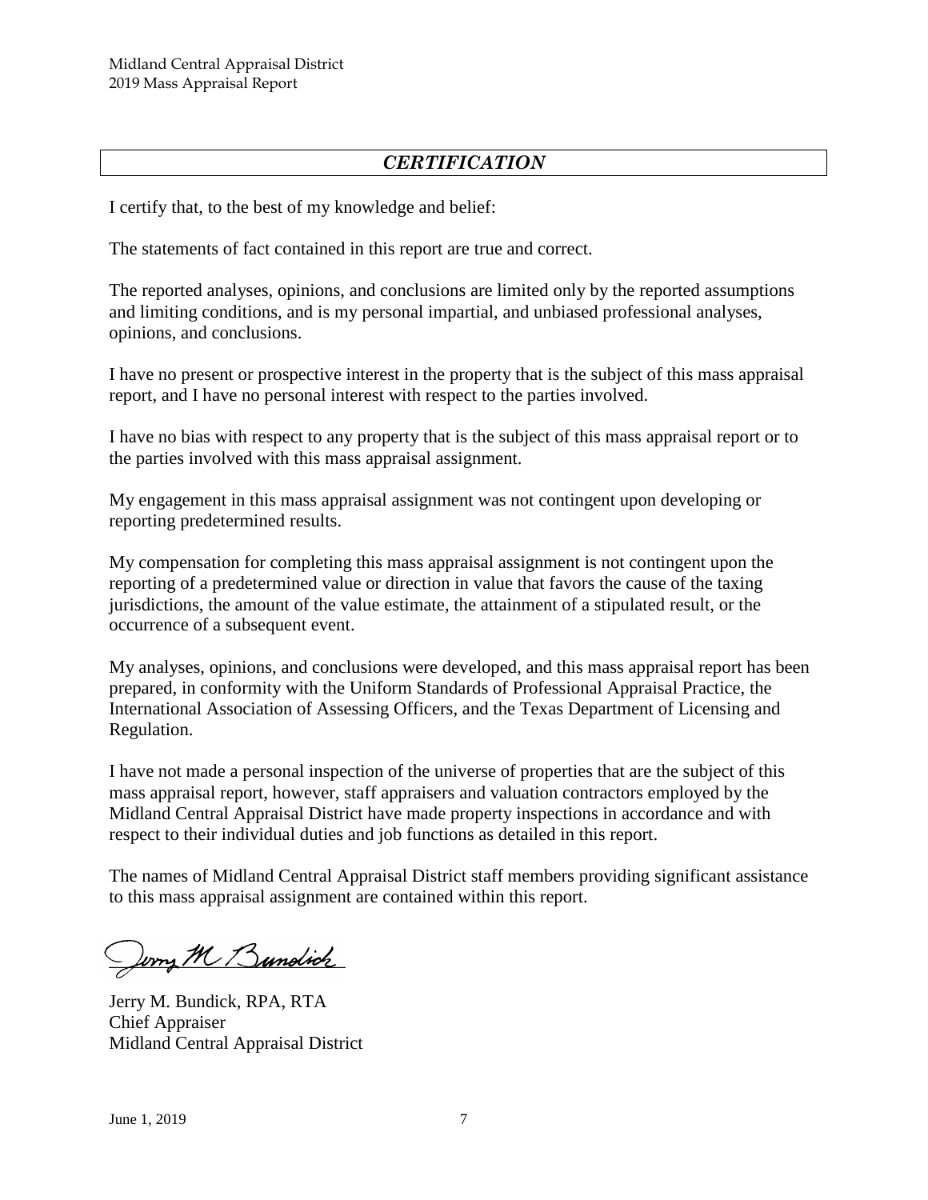## *CERTIFICATION*

I certify that, to the best of my knowledge and belief:

The statements of fact contained in this report are true and correct.

The reported analyses, opinions, and conclusions are limited only by the reported assumptions and limiting conditions, and is my personal impartial, and unbiased professional analyses, opinions, and conclusions.

I have no present or prospective interest in the property that is the subject of this mass appraisal report, and I have no personal interest with respect to the parties involved.

I have no bias with respect to any property that is the subject of this mass appraisal report or to the parties involved with this mass appraisal assignment.

My engagement in this mass appraisal assignment was not contingent upon developing or reporting predetermined results.

My compensation for completing this mass appraisal assignment is not contingent upon the reporting of a predetermined value or direction in value that favors the cause of the taxing jurisdictions, the amount of the value estimate, the attainment of a stipulated result, or the occurrence of a subsequent event.

My analyses, opinions, and conclusions were developed, and this mass appraisal report has been prepared, in conformity with the Uniform Standards of Professional Appraisal Practice, the International Association of Assessing Officers, and the Texas Department of Licensing and Regulation.

I have not made a personal inspection of the universe of properties that are the subject of this mass appraisal report, however, staff appraisers and valuation contractors employed by the Midland Central Appraisal District have made property inspections in accordance and with respect to their individual duties and job functions as detailed in this report.

The names of Midland Central Appraisal District staff members providing significant assistance to this mass appraisal assignment are contained within this report.

Jerry M. Bundick, RPA, RTA
Chief Appraiser
Midland Central Appraisal District

June 1, 2019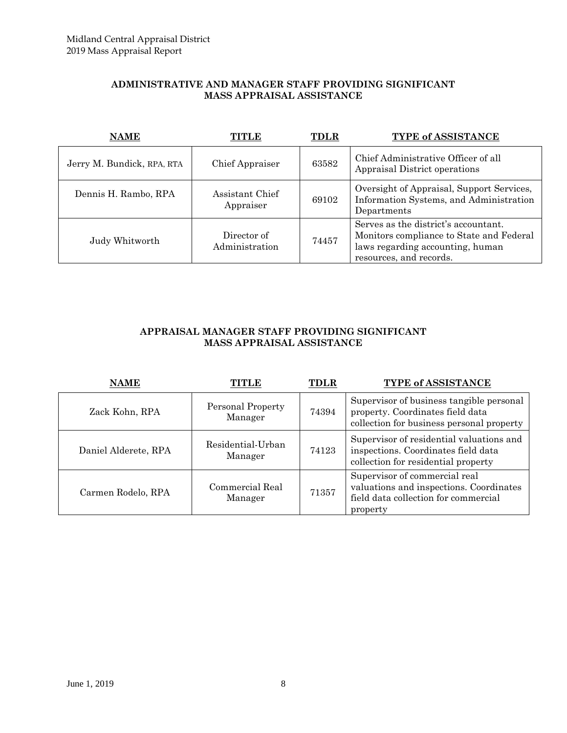## ADMINISTRATIVE AND MANAGER STAFF PROVIDING SIGNIFICANT MASS APPRAISAL ASSISTANCE

| NAME | TITLE | TDLR | TYPE of ASSISTANCE |
|---|---|---|---|
| Jerry M. Bundick, RPA, RTA | Chief Appraiser | 63582 | Chief Administrative Officer of all Appraisal District operations |
| Dennis H. Rambo, RPA | Assistant Chief Appraiser | 69102 | Oversight of Appraisal, Support Services, Information Systems, and Administration Departments |
| Judy Whitworth | Director of Administration | 74457 | Serves as the district's accountant. Monitors compliance to State and Federal laws regarding accounting, human resources, and records. |

## APPRAISAL MANAGER STAFF PROVIDING SIGNIFICANT MASS APPRAISAL ASSISTANCE

| NAME | TITLE | TDLR | TYPE of ASSISTANCE |
|---|---|---|---|
| Zack Kohn, RPA | Personal Property Manager | 74394 | Supervisor of business tangible personal property. Coordinates field data collection for business personal property |
| Daniel Alderete, RPA | Residential-Urban Manager | 74123 | Supervisor of residential valuations and inspections. Coordinates field data collection for residential property |
| Carmen Rodelo, RPA | Commercial Real Manager | 71357 | Supervisor of commercial real valuations and inspections. Coordinates field data collection for commercial property |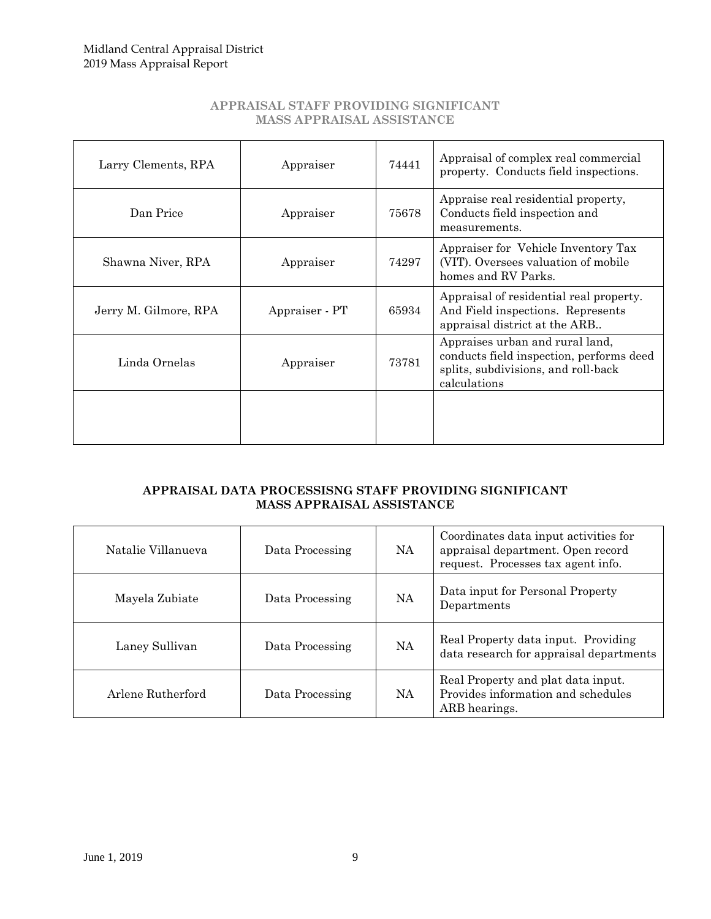## APPRAISAL STAFF PROVIDING SIGNIFICANT MASS APPRAISAL ASSISTANCE

| | | | |
|---|---|---|---|
| Larry Clements, RPA | Appraiser | 74441 | Appraisal of complex real commercial property. Conducts field inspections. |
| Dan Price | Appraiser | 75678 | Appraise real residential property, Conducts field inspection and measurements. |
| Shawna Niver, RPA | Appraiser | 74297 | Appraiser for Vehicle Inventory Tax (VIT). Oversees valuation of mobile homes and RV Parks. |
| Jerry M. Gilmore, RPA | Appraiser - PT | 65934 | Appraisal of residential real property. And Field inspections. Represents appraisal district at the ARB.. |
| Linda Ornelas | Appraiser | 73781 | Appraises urban and rural land, conducts field inspection, performs deed splits, subdivisions, and roll-back calculations |
| | | | |

## APPRAISAL DATA PROCESSISNG STAFF PROVIDING SIGNIFICANT MASS APPRAISAL ASSISTANCE

| | | | |
|---|---|---|---|
| Natalie Villanueva | Data Processing | NA | Coordinates data input activities for appraisal department. Open record request. Processes tax agent info. |
| Mayela Zubiate | Data Processing | NA | Data input for Personal Property Departments |
| Laney Sullivan | Data Processing | NA | Real Property data input. Providing data research for appraisal departments |
| Arlene Rutherford | Data Processing | NA | Real Property and plat data input. Provides information and schedules ARB hearings. |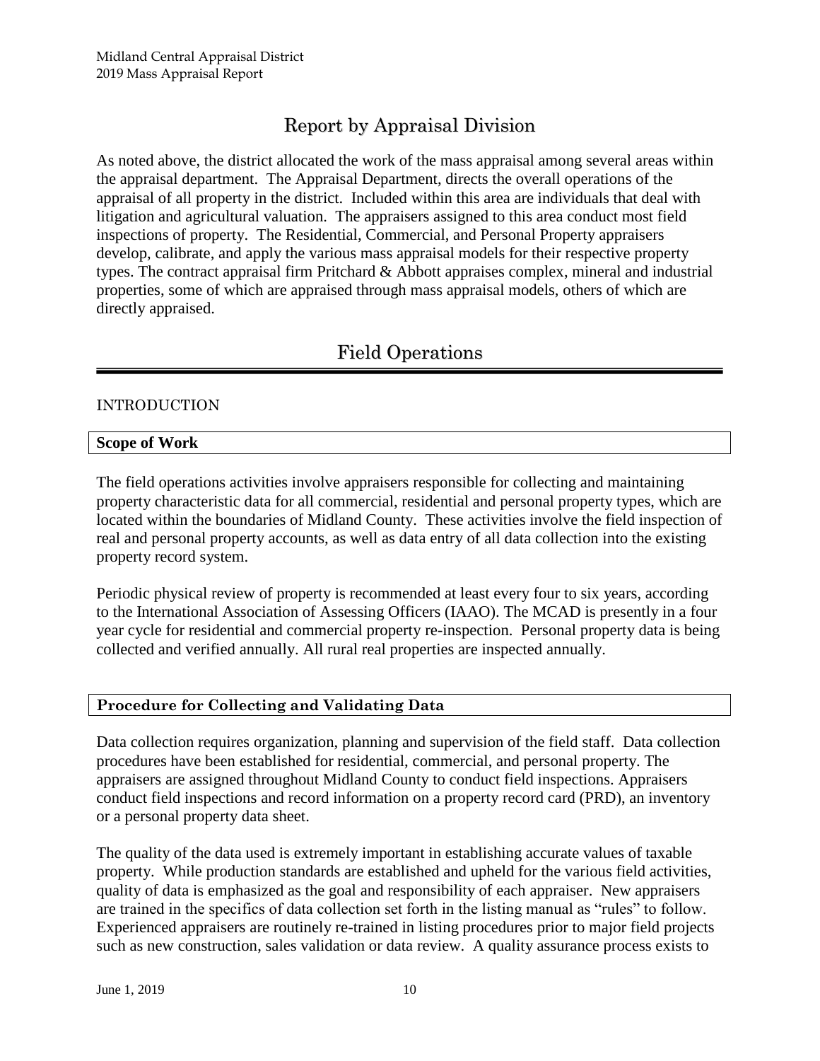## Report by Appraisal Division

As noted above, the district allocated the work of the mass appraisal among several areas within the appraisal department. The Appraisal Department, directs the overall operations of the appraisal of all property in the district. Included within this area are individuals that deal with litigation and agricultural valuation. The appraisers assigned to this area conduct most field inspections of property. The Residential, Commercial, and Personal Property appraisers develop, calibrate, and apply the various mass appraisal models for their respective property types. The contract appraisal firm Pritchard & Abbott appraises complex, mineral and industrial properties, some of which are appraised through mass appraisal models, others of which are directly appraised.

## Field Operations

### INTRODUCTION

#### Scope of Work

The field operations activities involve appraisers responsible for collecting and maintaining property characteristic data for all commercial, residential and personal property types, which are located within the boundaries of Midland County. These activities involve the field inspection of real and personal property accounts, as well as data entry of all data collection into the existing property record system.

Periodic physical review of property is recommended at least every four to six years, according to the International Association of Assessing Officers (IAAO). The MCAD is presently in a four year cycle for residential and commercial property re-inspection. Personal property data is being collected and verified annually. All rural real properties are inspected annually.

#### Procedure for Collecting and Validating Data

Data collection requires organization, planning and supervision of the field staff. Data collection procedures have been established for residential, commercial, and personal property. The appraisers are assigned throughout Midland County to conduct field inspections. Appraisers conduct field inspections and record information on a property record card (PRD), an inventory or a personal property data sheet.

The quality of the data used is extremely important in establishing accurate values of taxable property. While production standards are established and upheld for the various field activities, quality of data is emphasized as the goal and responsibility of each appraiser. New appraisers are trained in the specifics of data collection set forth in the listing manual as "rules" to follow. Experienced appraisers are routinely re-trained in listing procedures prior to major field projects such as new construction, sales validation or data review. A quality assurance process exists to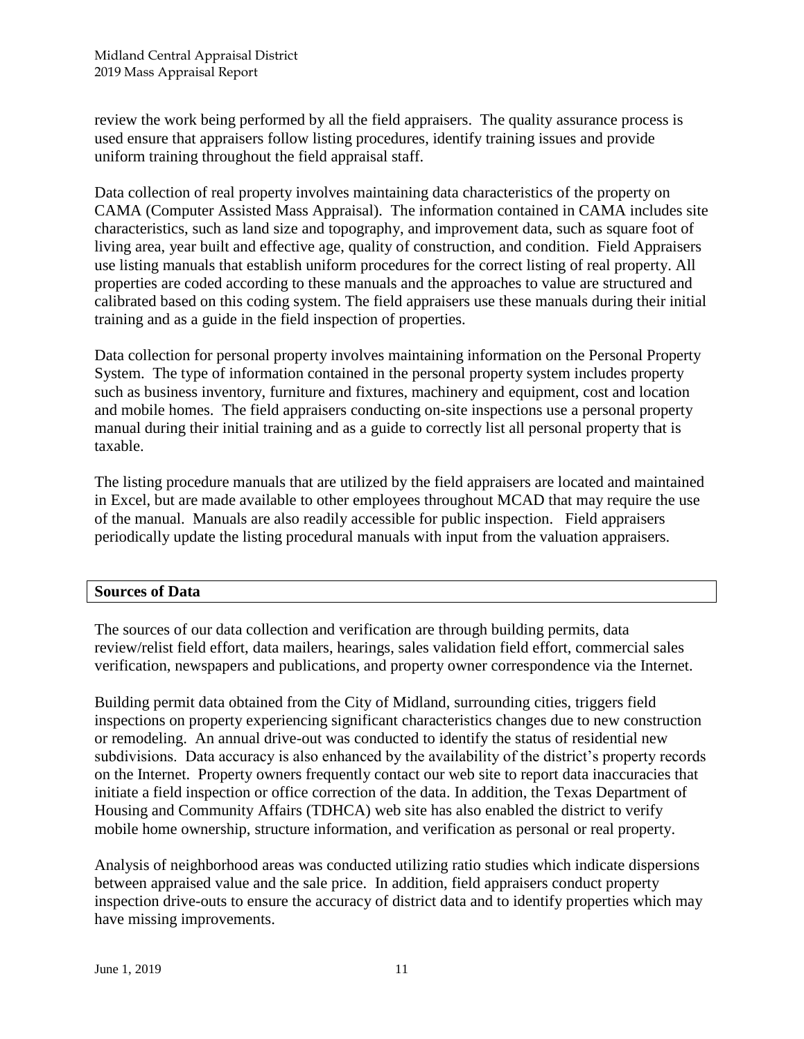review the work being performed by all the field appraisers. The quality assurance process is used ensure that appraisers follow listing procedures, identify training issues and provide uniform training throughout the field appraisal staff.

Data collection of real property involves maintaining data characteristics of the property on CAMA (Computer Assisted Mass Appraisal). The information contained in CAMA includes site characteristics, such as land size and topography, and improvement data, such as square foot of living area, year built and effective age, quality of construction, and condition. Field Appraisers use listing manuals that establish uniform procedures for the correct listing of real property. All properties are coded according to these manuals and the approaches to value are structured and calibrated based on this coding system. The field appraisers use these manuals during their initial training and as a guide in the field inspection of properties.

Data collection for personal property involves maintaining information on the Personal Property System. The type of information contained in the personal property system includes property such as business inventory, furniture and fixtures, machinery and equipment, cost and location and mobile homes. The field appraisers conducting on-site inspections use a personal property manual during their initial training and as a guide to correctly list all personal property that is taxable.

The listing procedure manuals that are utilized by the field appraisers are located and maintained in Excel, but are made available to other employees throughout MCAD that may require the use of the manual. Manuals are also readily accessible for public inspection. Field appraisers periodically update the listing procedural manuals with input from the valuation appraisers.

## Sources of Data

The sources of our data collection and verification are through building permits, data review/relist field effort, data mailers, hearings, sales validation field effort, commercial sales verification, newspapers and publications, and property owner correspondence via the Internet.

Building permit data obtained from the City of Midland, surrounding cities, triggers field inspections on property experiencing significant characteristics changes due to new construction or remodeling. An annual drive-out was conducted to identify the status of residential new subdivisions. Data accuracy is also enhanced by the availability of the district's property records on the Internet. Property owners frequently contact our web site to report data inaccuracies that initiate a field inspection or office correction of the data. In addition, the Texas Department of Housing and Community Affairs (TDHCA) web site has also enabled the district to verify mobile home ownership, structure information, and verification as personal or real property.

Analysis of neighborhood areas was conducted utilizing ratio studies which indicate dispersions between appraised value and the sale price. In addition, field appraisers conduct property inspection drive-outs to ensure the accuracy of district data and to identify properties which may have missing improvements.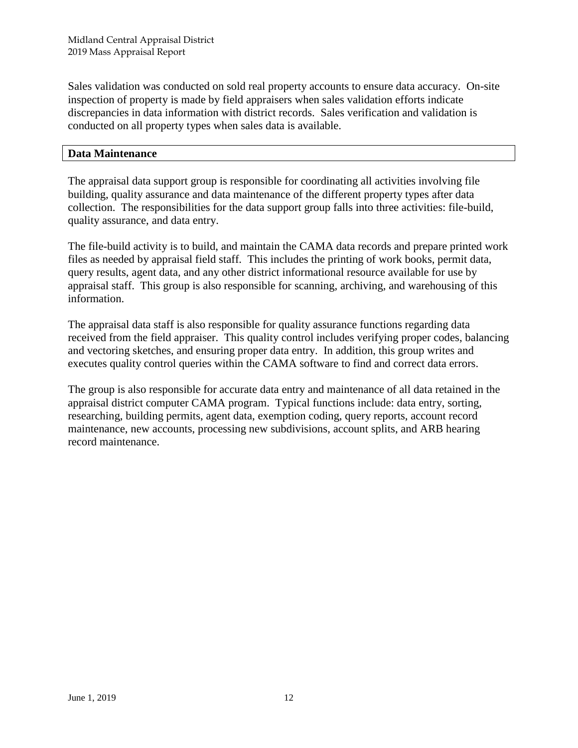Sales validation was conducted on sold real property accounts to ensure data accuracy. On-site inspection of property is made by field appraisers when sales validation efforts indicate discrepancies in data information with district records. Sales verification and validation is conducted on all property types when sales data is available.

## Data Maintenance

The appraisal data support group is responsible for coordinating all activities involving file building, quality assurance and data maintenance of the different property types after data collection. The responsibilities for the data support group falls into three activities: file-build, quality assurance, and data entry.

The file-build activity is to build, and maintain the CAMA data records and prepare printed work files as needed by appraisal field staff. This includes the printing of work books, permit data, query results, agent data, and any other district informational resource available for use by appraisal staff. This group is also responsible for scanning, archiving, and warehousing of this information.

The appraisal data staff is also responsible for quality assurance functions regarding data received from the field appraiser. This quality control includes verifying proper codes, balancing and vectoring sketches, and ensuring proper data entry. In addition, this group writes and executes quality control queries within the CAMA software to find and correct data errors.

The group is also responsible for accurate data entry and maintenance of all data retained in the appraisal district computer CAMA program. Typical functions include: data entry, sorting, researching, building permits, agent data, exemption coding, query reports, account record maintenance, new accounts, processing new subdivisions, account splits, and ARB hearing record maintenance.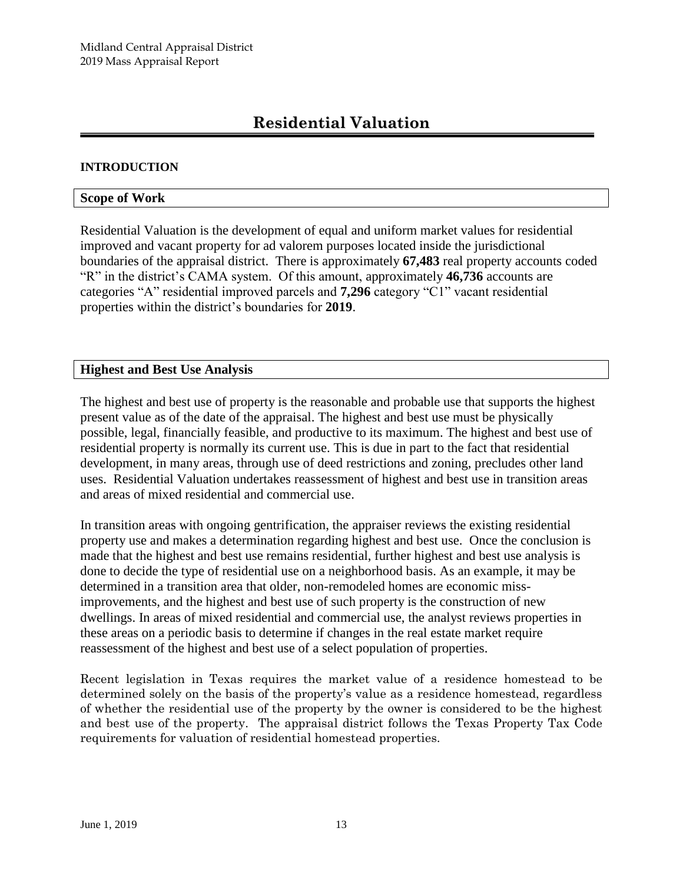# Residential Valuation

## INTRODUCTION

### Scope of Work

Residential Valuation is the development of equal and uniform market values for residential improved and vacant property for ad valorem purposes located inside the jurisdictional boundaries of the appraisal district. There is approximately **67,483** real property accounts coded "R" in the district's CAMA system. Of this amount, approximately **46,736** accounts are categories "A" residential improved parcels and **7,296** category "C1" vacant residential properties within the district's boundaries for **2019**.

### Highest and Best Use Analysis

The highest and best use of property is the reasonable and probable use that supports the highest present value as of the date of the appraisal. The highest and best use must be physically possible, legal, financially feasible, and productive to its maximum. The highest and best use of residential property is normally its current use. This is due in part to the fact that residential development, in many areas, through use of deed restrictions and zoning, precludes other land uses. Residential Valuation undertakes reassessment of highest and best use in transition areas and areas of mixed residential and commercial use.

In transition areas with ongoing gentrification, the appraiser reviews the existing residential property use and makes a determination regarding highest and best use. Once the conclusion is made that the highest and best use remains residential, further highest and best use analysis is done to decide the type of residential use on a neighborhood basis. As an example, it may be determined in a transition area that older, non-remodeled homes are economic miss-improvements, and the highest and best use of such property is the construction of new dwellings. In areas of mixed residential and commercial use, the analyst reviews properties in these areas on a periodic basis to determine if changes in the real estate market require reassessment of the highest and best use of a select population of properties.

Recent legislation in Texas requires the market value of a residence homestead to be determined solely on the basis of the property's value as a residence homestead, regardless of whether the residential use of the property by the owner is considered to be the highest and best use of the property. The appraisal district follows the Texas Property Tax Code requirements for valuation of residential homestead properties.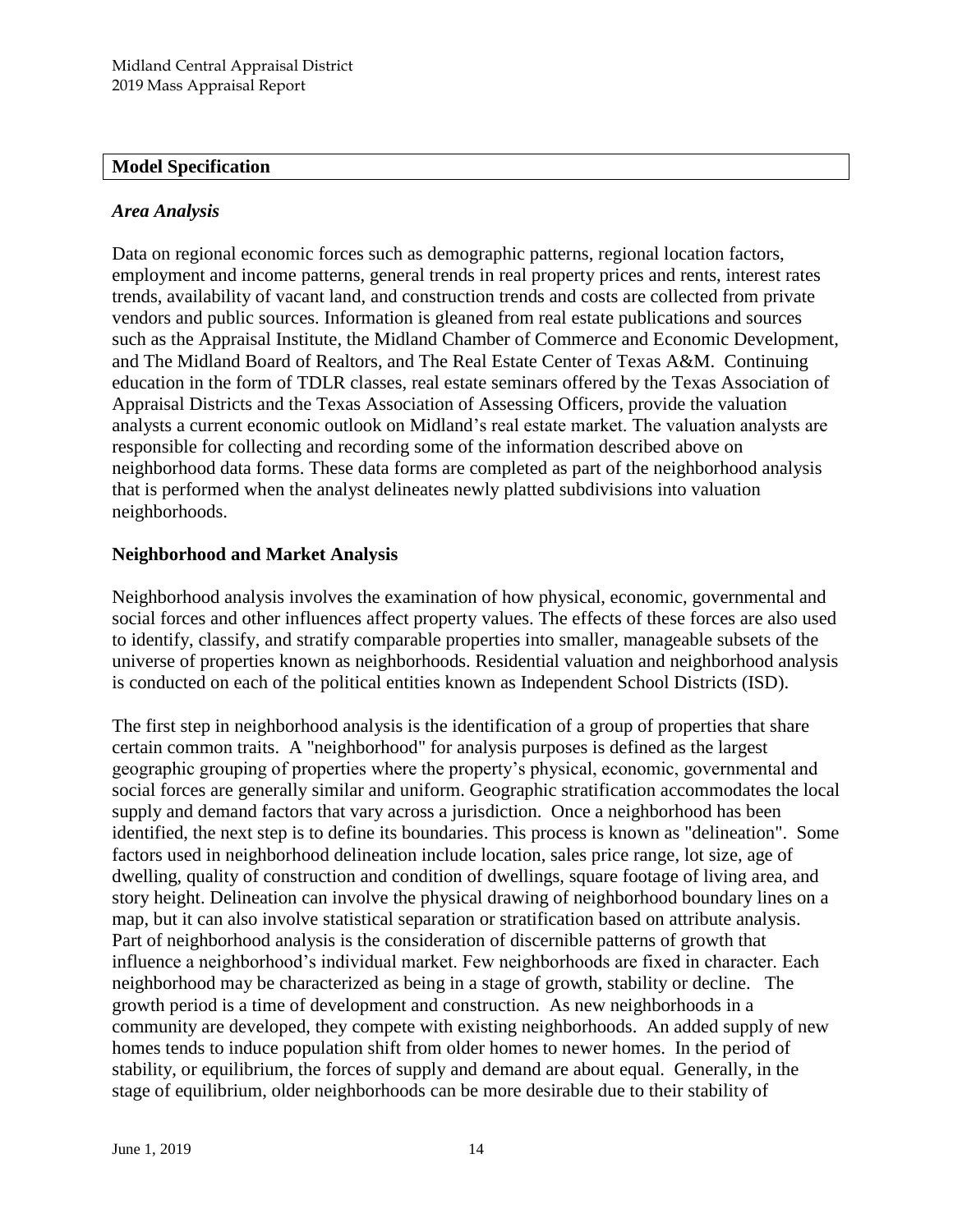## Model Specification

### *Area Analysis*

Data on regional economic forces such as demographic patterns, regional location factors, employment and income patterns, general trends in real property prices and rents, interest rates trends, availability of vacant land, and construction trends and costs are collected from private vendors and public sources. Information is gleaned from real estate publications and sources such as the Appraisal Institute, the Midland Chamber of Commerce and Economic Development, and The Midland Board of Realtors, and The Real Estate Center of Texas A&M. Continuing education in the form of TDLR classes, real estate seminars offered by the Texas Association of Appraisal Districts and the Texas Association of Assessing Officers, provide the valuation analysts a current economic outlook on Midland's real estate market. The valuation analysts are responsible for collecting and recording some of the information described above on neighborhood data forms. These data forms are completed as part of the neighborhood analysis that is performed when the analyst delineates newly platted subdivisions into valuation neighborhoods.

### Neighborhood and Market Analysis

Neighborhood analysis involves the examination of how physical, economic, governmental and social forces and other influences affect property values. The effects of these forces are also used to identify, classify, and stratify comparable properties into smaller, manageable subsets of the universe of properties known as neighborhoods. Residential valuation and neighborhood analysis is conducted on each of the political entities known as Independent School Districts (ISD).

The first step in neighborhood analysis is the identification of a group of properties that share certain common traits. A "neighborhood" for analysis purposes is defined as the largest geographic grouping of properties where the property's physical, economic, governmental and social forces are generally similar and uniform. Geographic stratification accommodates the local supply and demand factors that vary across a jurisdiction. Once a neighborhood has been identified, the next step is to define its boundaries. This process is known as "delineation". Some factors used in neighborhood delineation include location, sales price range, lot size, age of dwelling, quality of construction and condition of dwellings, square footage of living area, and story height. Delineation can involve the physical drawing of neighborhood boundary lines on a map, but it can also involve statistical separation or stratification based on attribute analysis. Part of neighborhood analysis is the consideration of discernible patterns of growth that influence a neighborhood's individual market. Few neighborhoods are fixed in character. Each neighborhood may be characterized as being in a stage of growth, stability or decline. The growth period is a time of development and construction. As new neighborhoods in a community are developed, they compete with existing neighborhoods. An added supply of new homes tends to induce population shift from older homes to newer homes. In the period of stability, or equilibrium, the forces of supply and demand are about equal. Generally, in the stage of equilibrium, older neighborhoods can be more desirable due to their stability of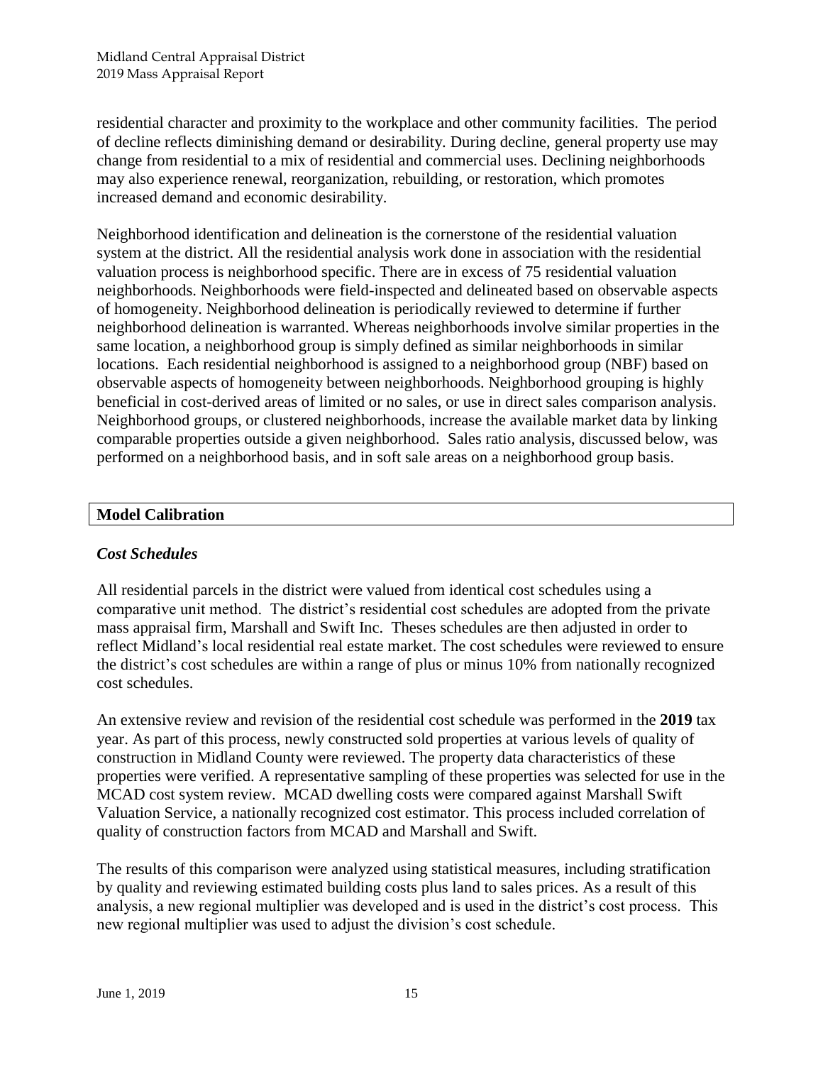residential character and proximity to the workplace and other community facilities. The period of decline reflects diminishing demand or desirability. During decline, general property use may change from residential to a mix of residential and commercial uses. Declining neighborhoods may also experience renewal, reorganization, rebuilding, or restoration, which promotes increased demand and economic desirability.

Neighborhood identification and delineation is the cornerstone of the residential valuation system at the district. All the residential analysis work done in association with the residential valuation process is neighborhood specific. There are in excess of 75 residential valuation neighborhoods. Neighborhoods were field-inspected and delineated based on observable aspects of homogeneity. Neighborhood delineation is periodically reviewed to determine if further neighborhood delineation is warranted. Whereas neighborhoods involve similar properties in the same location, a neighborhood group is simply defined as similar neighborhoods in similar locations. Each residential neighborhood is assigned to a neighborhood group (NBF) based on observable aspects of homogeneity between neighborhoods. Neighborhood grouping is highly beneficial in cost-derived areas of limited or no sales, or use in direct sales comparison analysis. Neighborhood groups, or clustered neighborhoods, increase the available market data by linking comparable properties outside a given neighborhood. Sales ratio analysis, discussed below, was performed on a neighborhood basis, and in soft sale areas on a neighborhood group basis.

## Model Calibration

### *Cost Schedules*

All residential parcels in the district were valued from identical cost schedules using a comparative unit method. The district's residential cost schedules are adopted from the private mass appraisal firm, Marshall and Swift Inc. Theses schedules are then adjusted in order to reflect Midland's local residential real estate market. The cost schedules were reviewed to ensure the district's cost schedules are within a range of plus or minus 10% from nationally recognized cost schedules.

An extensive review and revision of the residential cost schedule was performed in the **2019** tax year. As part of this process, newly constructed sold properties at various levels of quality of construction in Midland County were reviewed. The property data characteristics of these properties were verified. A representative sampling of these properties was selected for use in the MCAD cost system review. MCAD dwelling costs were compared against Marshall Swift Valuation Service, a nationally recognized cost estimator. This process included correlation of quality of construction factors from MCAD and Marshall and Swift.

The results of this comparison were analyzed using statistical measures, including stratification by quality and reviewing estimated building costs plus land to sales prices. As a result of this analysis, a new regional multiplier was developed and is used in the district's cost process. This new regional multiplier was used to adjust the division's cost schedule.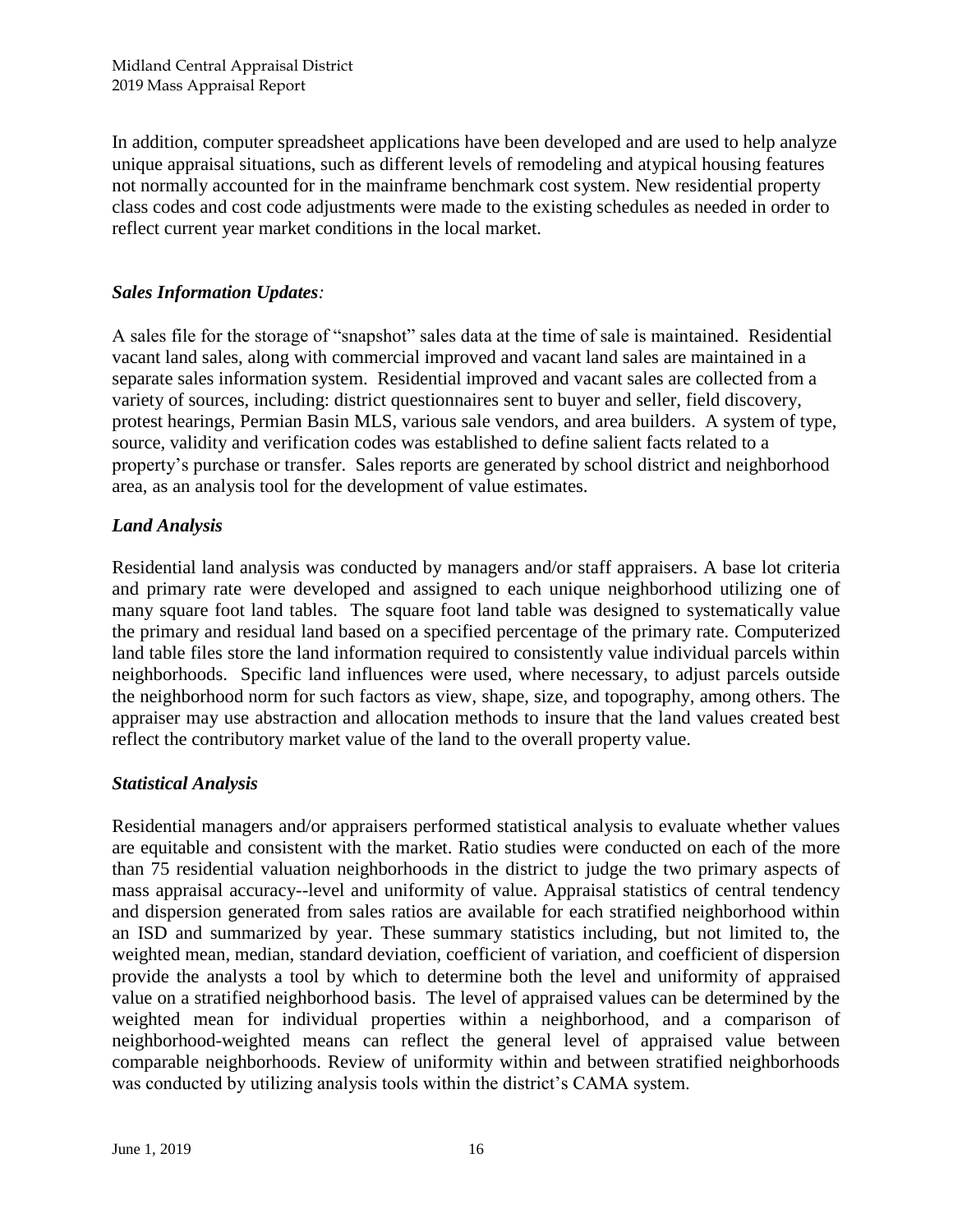In addition, computer spreadsheet applications have been developed and are used to help analyze unique appraisal situations, such as different levels of remodeling and atypical housing features not normally accounted for in the mainframe benchmark cost system. New residential property class codes and cost code adjustments were made to the existing schedules as needed in order to reflect current year market conditions in the local market.

### *Sales Information Updates:*

A sales file for the storage of "snapshot" sales data at the time of sale is maintained. Residential vacant land sales, along with commercial improved and vacant land sales are maintained in a separate sales information system. Residential improved and vacant sales are collected from a variety of sources, including: district questionnaires sent to buyer and seller, field discovery, protest hearings, Permian Basin MLS, various sale vendors, and area builders. A system of type, source, validity and verification codes was established to define salient facts related to a property's purchase or transfer. Sales reports are generated by school district and neighborhood area, as an analysis tool for the development of value estimates.

### *Land Analysis*

Residential land analysis was conducted by managers and/or staff appraisers. A base lot criteria and primary rate were developed and assigned to each unique neighborhood utilizing one of many square foot land tables. The square foot land table was designed to systematically value the primary and residual land based on a specified percentage of the primary rate. Computerized land table files store the land information required to consistently value individual parcels within neighborhoods. Specific land influences were used, where necessary, to adjust parcels outside the neighborhood norm for such factors as view, shape, size, and topography, among others. The appraiser may use abstraction and allocation methods to insure that the land values created best reflect the contributory market value of the land to the overall property value.

### *Statistical Analysis*

Residential managers and/or appraisers performed statistical analysis to evaluate whether values are equitable and consistent with the market. Ratio studies were conducted on each of the more than 75 residential valuation neighborhoods in the district to judge the two primary aspects of mass appraisal accuracy--level and uniformity of value. Appraisal statistics of central tendency and dispersion generated from sales ratios are available for each stratified neighborhood within an ISD and summarized by year. These summary statistics including, but not limited to, the weighted mean, median, standard deviation, coefficient of variation, and coefficient of dispersion provide the analysts a tool by which to determine both the level and uniformity of appraised value on a stratified neighborhood basis. The level of appraised values can be determined by the weighted mean for individual properties within a neighborhood, and a comparison of neighborhood-weighted means can reflect the general level of appraised value between comparable neighborhoods. Review of uniformity within and between stratified neighborhoods was conducted by utilizing analysis tools within the district's CAMA system.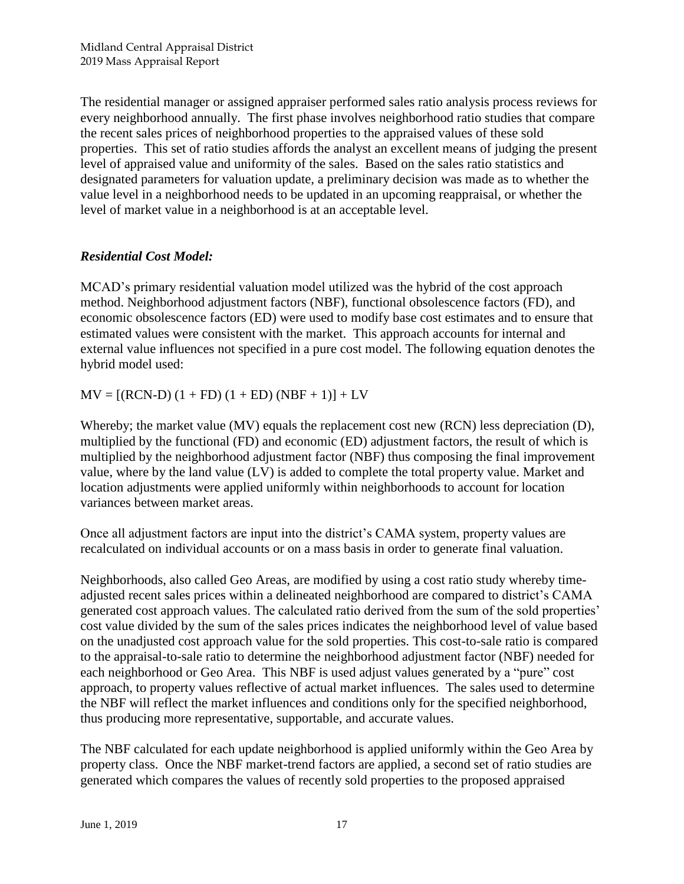The residential manager or assigned appraiser performed sales ratio analysis process reviews for every neighborhood annually. The first phase involves neighborhood ratio studies that compare the recent sales prices of neighborhood properties to the appraised values of these sold properties. This set of ratio studies affords the analyst an excellent means of judging the present level of appraised value and uniformity of the sales. Based on the sales ratio statistics and designated parameters for valuation update, a preliminary decision was made as to whether the value level in a neighborhood needs to be updated in an upcoming reappraisal, or whether the level of market value in a neighborhood is at an acceptable level.

### *Residential Cost Model:*

MCAD's primary residential valuation model utilized was the hybrid of the cost approach method. Neighborhood adjustment factors (NBF), functional obsolescence factors (FD), and economic obsolescence factors (ED) were used to modify base cost estimates and to ensure that estimated values were consistent with the market. This approach accounts for internal and external value influences not specified in a pure cost model. The following equation denotes the hybrid model used:

$$MV = [(RCN-D)(1 + FD)(1 + ED)(NBF + 1)] + LV$$

Whereby; the market value (MV) equals the replacement cost new (RCN) less depreciation (D), multiplied by the functional (FD) and economic (ED) adjustment factors, the result of which is multiplied by the neighborhood adjustment factor (NBF) thus composing the final improvement value, where by the land value (LV) is added to complete the total property value. Market and location adjustments were applied uniformly within neighborhoods to account for location variances between market areas.

Once all adjustment factors are input into the district's CAMA system, property values are recalculated on individual accounts or on a mass basis in order to generate final valuation.

Neighborhoods, also called Geo Areas, are modified by using a cost ratio study whereby time-adjusted recent sales prices within a delineated neighborhood are compared to district's CAMA generated cost approach values. The calculated ratio derived from the sum of the sold properties' cost value divided by the sum of the sales prices indicates the neighborhood level of value based on the unadjusted cost approach value for the sold properties. This cost-to-sale ratio is compared to the appraisal-to-sale ratio to determine the neighborhood adjustment factor (NBF) needed for each neighborhood or Geo Area. This NBF is used adjust values generated by a "pure" cost approach, to property values reflective of actual market influences. The sales used to determine the NBF will reflect the market influences and conditions only for the specified neighborhood, thus producing more representative, supportable, and accurate values.

The NBF calculated for each update neighborhood is applied uniformly within the Geo Area by property class. Once the NBF market-trend factors are applied, a second set of ratio studies are generated which compares the values of recently sold properties to the proposed appraised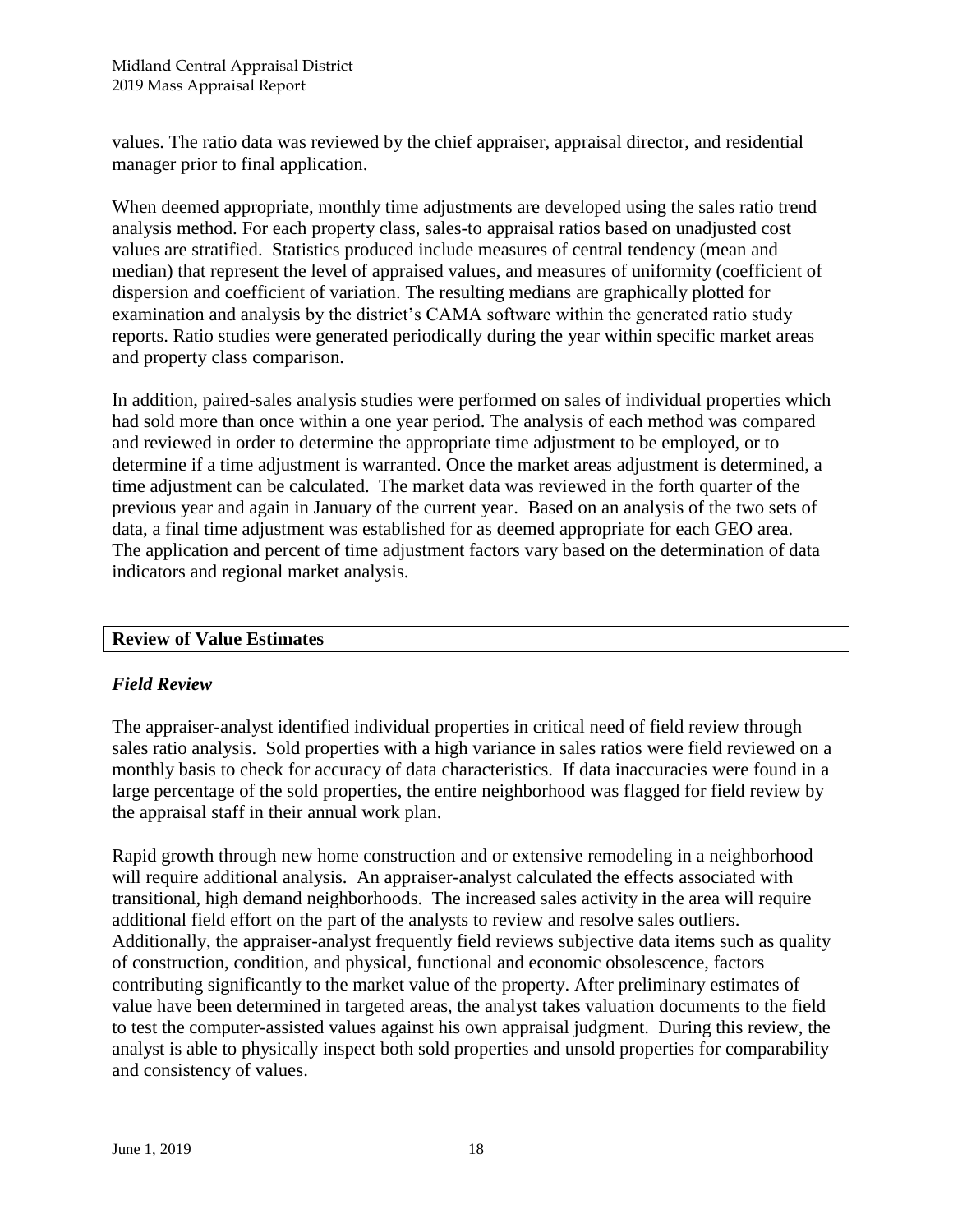values. The ratio data was reviewed by the chief appraiser, appraisal director, and residential manager prior to final application.

When deemed appropriate, monthly time adjustments are developed using the sales ratio trend analysis method. For each property class, sales-to appraisal ratios based on unadjusted cost values are stratified. Statistics produced include measures of central tendency (mean and median) that represent the level of appraised values, and measures of uniformity (coefficient of dispersion and coefficient of variation. The resulting medians are graphically plotted for examination and analysis by the district's CAMA software within the generated ratio study reports. Ratio studies were generated periodically during the year within specific market areas and property class comparison.

In addition, paired-sales analysis studies were performed on sales of individual properties which had sold more than once within a one year period. The analysis of each method was compared and reviewed in order to determine the appropriate time adjustment to be employed, or to determine if a time adjustment is warranted. Once the market areas adjustment is determined, a time adjustment can be calculated. The market data was reviewed in the forth quarter of the previous year and again in January of the current year. Based on an analysis of the two sets of data, a final time adjustment was established for as deemed appropriate for each GEO area. The application and percent of time adjustment factors vary based on the determination of data indicators and regional market analysis.

## Review of Value Estimates

### *Field Review*

The appraiser-analyst identified individual properties in critical need of field review through sales ratio analysis. Sold properties with a high variance in sales ratios were field reviewed on a monthly basis to check for accuracy of data characteristics. If data inaccuracies were found in a large percentage of the sold properties, the entire neighborhood was flagged for field review by the appraisal staff in their annual work plan.

Rapid growth through new home construction and or extensive remodeling in a neighborhood will require additional analysis. An appraiser-analyst calculated the effects associated with transitional, high demand neighborhoods. The increased sales activity in the area will require additional field effort on the part of the analysts to review and resolve sales outliers. Additionally, the appraiser-analyst frequently field reviews subjective data items such as quality of construction, condition, and physical, functional and economic obsolescence, factors contributing significantly to the market value of the property. After preliminary estimates of value have been determined in targeted areas, the analyst takes valuation documents to the field to test the computer-assisted values against his own appraisal judgment. During this review, the analyst is able to physically inspect both sold properties and unsold properties for comparability and consistency of values.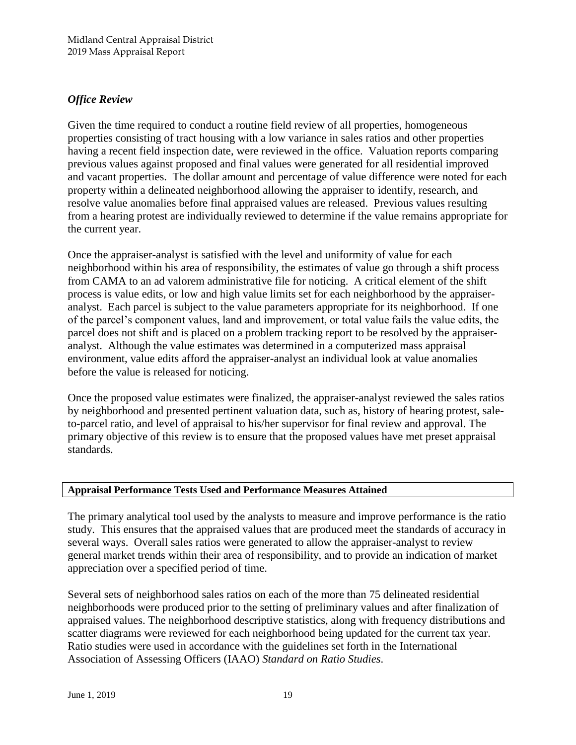### *Office Review*

Given the time required to conduct a routine field review of all properties, homogeneous properties consisting of tract housing with a low variance in sales ratios and other properties having a recent field inspection date, were reviewed in the office. Valuation reports comparing previous values against proposed and final values were generated for all residential improved and vacant properties. The dollar amount and percentage of value difference were noted for each property within a delineated neighborhood allowing the appraiser to identify, research, and resolve value anomalies before final appraised values are released. Previous values resulting from a hearing protest are individually reviewed to determine if the value remains appropriate for the current year.

Once the appraiser-analyst is satisfied with the level and uniformity of value for each neighborhood within his area of responsibility, the estimates of value go through a shift process from CAMA to an ad valorem administrative file for noticing. A critical element of the shift process is value edits, or low and high value limits set for each neighborhood by the appraiser-analyst. Each parcel is subject to the value parameters appropriate for its neighborhood. If one of the parcel's component values, land and improvement, or total value fails the value edits, the parcel does not shift and is placed on a problem tracking report to be resolved by the appraiser-analyst. Although the value estimates was determined in a computerized mass appraisal environment, value edits afford the appraiser-analyst an individual look at value anomalies before the value is released for noticing.

Once the proposed value estimates were finalized, the appraiser-analyst reviewed the sales ratios by neighborhood and presented pertinent valuation data, such as, history of hearing protest, sale-to-parcel ratio, and level of appraisal to his/her supervisor for final review and approval. The primary objective of this review is to ensure that the proposed values have met preset appraisal standards.

## **Appraisal Performance Tests Used and Performance Measures Attained**

The primary analytical tool used by the analysts to measure and improve performance is the ratio study. This ensures that the appraised values that are produced meet the standards of accuracy in several ways. Overall sales ratios were generated to allow the appraiser-analyst to review general market trends within their area of responsibility, and to provide an indication of market appreciation over a specified period of time.

Several sets of neighborhood sales ratios on each of the more than 75 delineated residential neighborhoods were produced prior to the setting of preliminary values and after finalization of appraised values. The neighborhood descriptive statistics, along with frequency distributions and scatter diagrams were reviewed for each neighborhood being updated for the current tax year. Ratio studies were used in accordance with the guidelines set forth in the International Association of Assessing Officers (IAAO) *Standard on Ratio Studies*.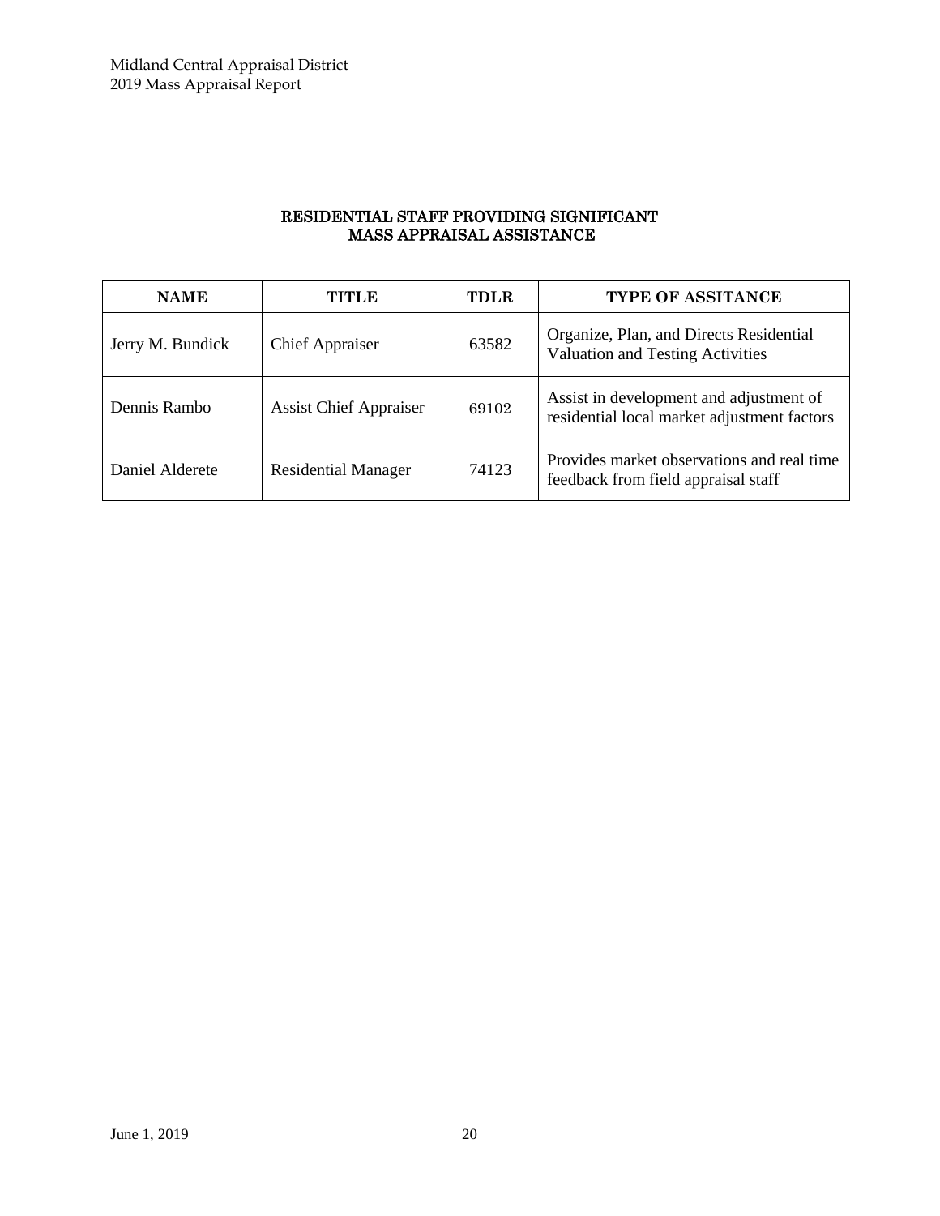## RESIDENTIAL STAFF PROVIDING SIGNIFICANT MASS APPRAISAL ASSISTANCE

| NAME | TITLE | TDLR | TYPE OF ASSITANCE |
|---|---|---|---|
| Jerry M. Bundick | Chief Appraiser | 63582 | Organize, Plan, and Directs Residential Valuation and Testing Activities |
| Dennis Rambo | Assist Chief Appraiser | 69102 | Assist in development and adjustment of residential local market adjustment factors |
| Daniel Alderete | Residential Manager | 74123 | Provides market observations and real time feedback from field appraisal staff |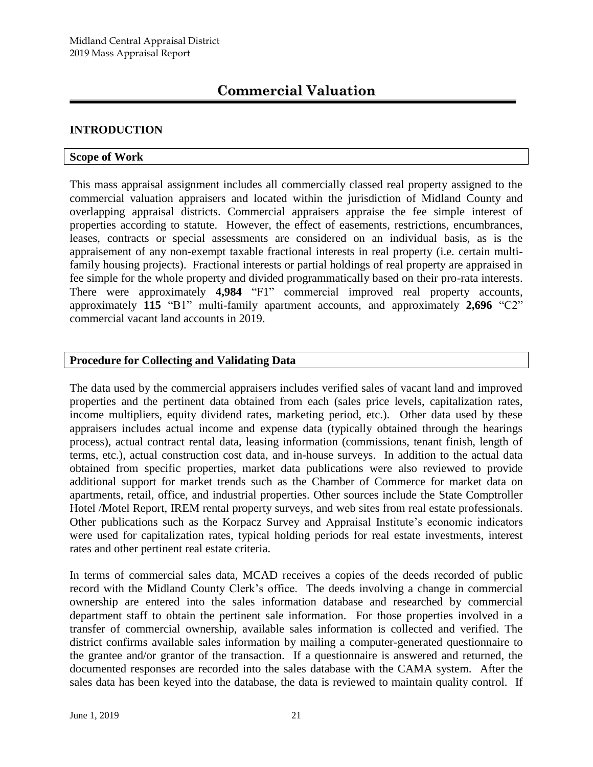# Commercial Valuation

## INTRODUCTION

### Scope of Work

This mass appraisal assignment includes all commercially classed real property assigned to the commercial valuation appraisers and located within the jurisdiction of Midland County and overlapping appraisal districts. Commercial appraisers appraise the fee simple interest of properties according to statute. However, the effect of easements, restrictions, encumbrances, leases, contracts or special assessments are considered on an individual basis, as is the appraisement of any non-exempt taxable fractional interests in real property (i.e. certain multi-family housing projects). Fractional interests or partial holdings of real property are appraised in fee simple for the whole property and divided programmatically based on their pro-rata interests. There were approximately **4,984** "F1" commercial improved real property accounts, approximately **115** "B1" multi-family apartment accounts, and approximately **2,696** "C2" commercial vacant land accounts in 2019.

### Procedure for Collecting and Validating Data

The data used by the commercial appraisers includes verified sales of vacant land and improved properties and the pertinent data obtained from each (sales price levels, capitalization rates, income multipliers, equity dividend rates, marketing period, etc.). Other data used by these appraisers includes actual income and expense data (typically obtained through the hearings process), actual contract rental data, leasing information (commissions, tenant finish, length of terms, etc.), actual construction cost data, and in-house surveys. In addition to the actual data obtained from specific properties, market data publications were also reviewed to provide additional support for market trends such as the Chamber of Commerce for market data on apartments, retail, office, and industrial properties. Other sources include the State Comptroller Hotel /Motel Report, IREM rental property surveys, and web sites from real estate professionals. Other publications such as the Korpacz Survey and Appraisal Institute's economic indicators were used for capitalization rates, typical holding periods for real estate investments, interest rates and other pertinent real estate criteria.

In terms of commercial sales data, MCAD receives a copies of the deeds recorded of public record with the Midland County Clerk's office. The deeds involving a change in commercial ownership are entered into the sales information database and researched by commercial department staff to obtain the pertinent sale information. For those properties involved in a transfer of commercial ownership, available sales information is collected and verified. The district confirms available sales information by mailing a computer-generated questionnaire to the grantee and/or grantor of the transaction. If a questionnaire is answered and returned, the documented responses are recorded into the sales database with the CAMA system. After the sales data has been keyed into the database, the data is reviewed to maintain quality control. If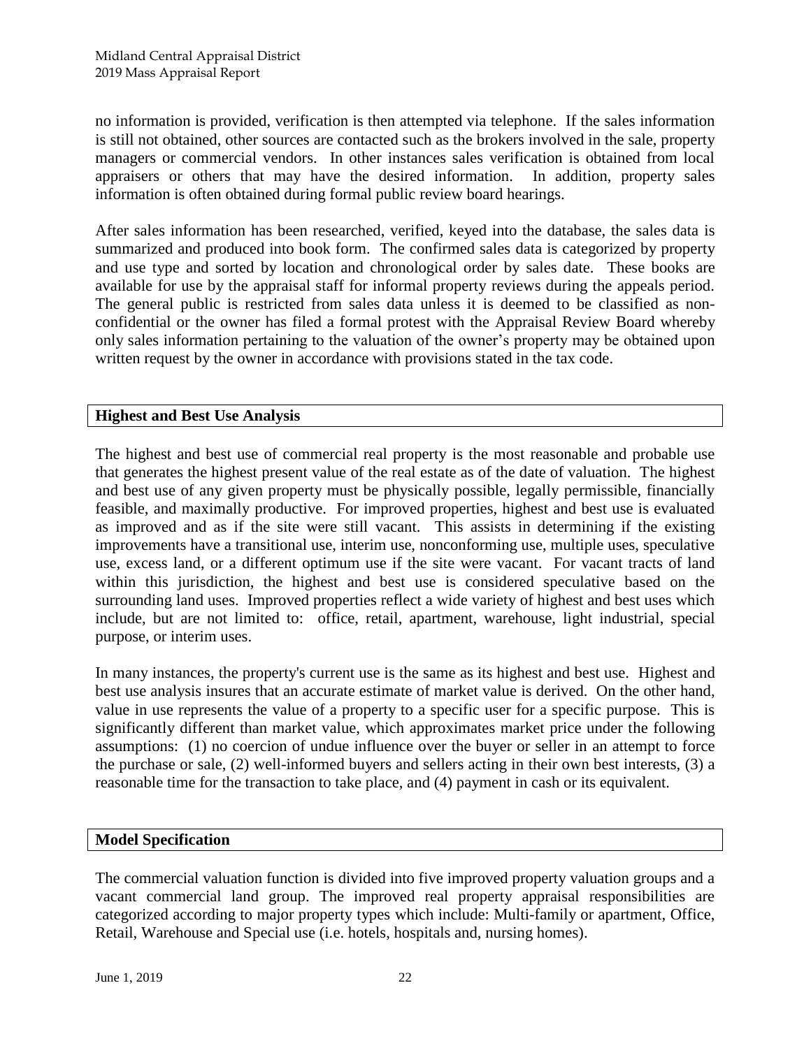no information is provided, verification is then attempted via telephone. If the sales information is still not obtained, other sources are contacted such as the brokers involved in the sale, property managers or commercial vendors. In other instances sales verification is obtained from local appraisers or others that may have the desired information. In addition, property sales information is often obtained during formal public review board hearings.

After sales information has been researched, verified, keyed into the database, the sales data is summarized and produced into book form. The confirmed sales data is categorized by property and use type and sorted by location and chronological order by sales date. These books are available for use by the appraisal staff for informal property reviews during the appeals period. The general public is restricted from sales data unless it is deemed to be classified as non-confidential or the owner has filed a formal protest with the Appraisal Review Board whereby only sales information pertaining to the valuation of the owner's property may be obtained upon written request by the owner in accordance with provisions stated in the tax code.

## Highest and Best Use Analysis

The highest and best use of commercial real property is the most reasonable and probable use that generates the highest present value of the real estate as of the date of valuation. The highest and best use of any given property must be physically possible, legally permissible, financially feasible, and maximally productive. For improved properties, highest and best use is evaluated as improved and as if the site were still vacant. This assists in determining if the existing improvements have a transitional use, interim use, nonconforming use, multiple uses, speculative use, excess land, or a different optimum use if the site were vacant. For vacant tracts of land within this jurisdiction, the highest and best use is considered speculative based on the surrounding land uses. Improved properties reflect a wide variety of highest and best uses which include, but are not limited to: office, retail, apartment, warehouse, light industrial, special purpose, or interim uses.

In many instances, the property's current use is the same as its highest and best use. Highest and best use analysis insures that an accurate estimate of market value is derived. On the other hand, value in use represents the value of a property to a specific user for a specific purpose. This is significantly different than market value, which approximates market price under the following assumptions: (1) no coercion of undue influence over the buyer or seller in an attempt to force the purchase or sale, (2) well-informed buyers and sellers acting in their own best interests, (3) a reasonable time for the transaction to take place, and (4) payment in cash or its equivalent.

## Model Specification

The commercial valuation function is divided into five improved property valuation groups and a vacant commercial land group. The improved real property appraisal responsibilities are categorized according to major property types which include: Multi-family or apartment, Office, Retail, Warehouse and Special use (i.e. hotels, hospitals and, nursing homes).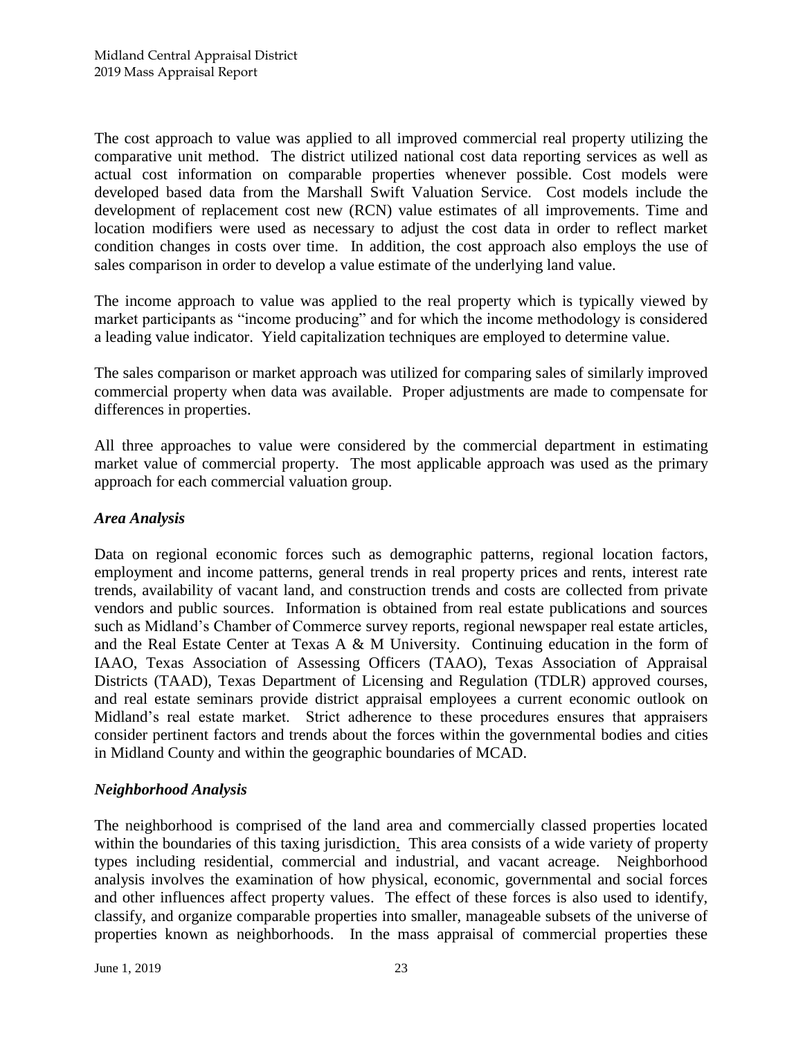The cost approach to value was applied to all improved commercial real property utilizing the comparative unit method. The district utilized national cost data reporting services as well as actual cost information on comparable properties whenever possible. Cost models were developed based data from the Marshall Swift Valuation Service. Cost models include the development of replacement cost new (RCN) value estimates of all improvements. Time and location modifiers were used as necessary to adjust the cost data in order to reflect market condition changes in costs over time. In addition, the cost approach also employs the use of sales comparison in order to develop a value estimate of the underlying land value.

The income approach to value was applied to the real property which is typically viewed by market participants as "income producing" and for which the income methodology is considered a leading value indicator. Yield capitalization techniques are employed to determine value.

The sales comparison or market approach was utilized for comparing sales of similarly improved commercial property when data was available. Proper adjustments are made to compensate for differences in properties.

All three approaches to value were considered by the commercial department in estimating market value of commercial property. The most applicable approach was used as the primary approach for each commercial valuation group.

### *Area Analysis*

Data on regional economic forces such as demographic patterns, regional location factors, employment and income patterns, general trends in real property prices and rents, interest rate trends, availability of vacant land, and construction trends and costs are collected from private vendors and public sources. Information is obtained from real estate publications and sources such as Midland's Chamber of Commerce survey reports, regional newspaper real estate articles, and the Real Estate Center at Texas A & M University. Continuing education in the form of IAAO, Texas Association of Assessing Officers (TAAO), Texas Association of Appraisal Districts (TAAD), Texas Department of Licensing and Regulation (TDLR) approved courses, and real estate seminars provide district appraisal employees a current economic outlook on Midland's real estate market. Strict adherence to these procedures ensures that appraisers consider pertinent factors and trends about the forces within the governmental bodies and cities in Midland County and within the geographic boundaries of MCAD.

### *Neighborhood Analysis*

The neighborhood is comprised of the land area and commercially classed properties located within the boundaries of this taxing jurisdiction. This area consists of a wide variety of property types including residential, commercial and industrial, and vacant acreage. Neighborhood analysis involves the examination of how physical, economic, governmental and social forces and other influences affect property values. The effect of these forces is also used to identify, classify, and organize comparable properties into smaller, manageable subsets of the universe of properties known as neighborhoods. In the mass appraisal of commercial properties these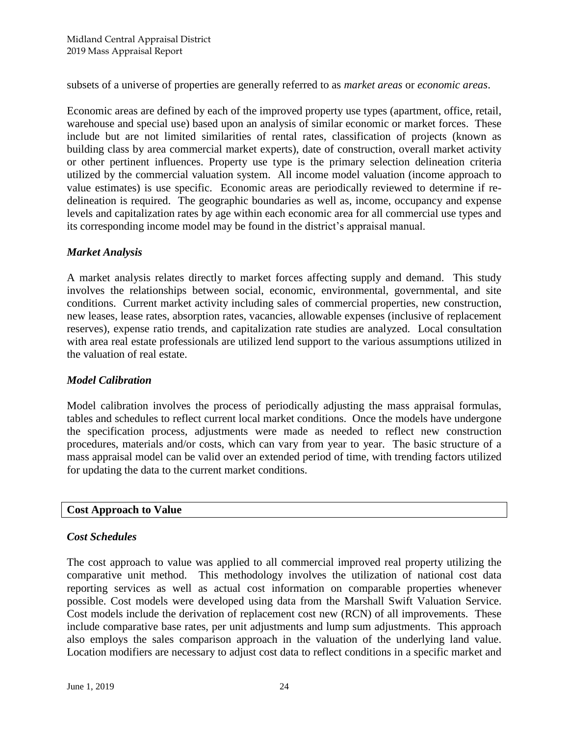subsets of a universe of properties are generally referred to as *market areas* or *economic areas*.

Economic areas are defined by each of the improved property use types (apartment, office, retail, warehouse and special use) based upon an analysis of similar economic or market forces. These include but are not limited similarities of rental rates, classification of projects (known as building class by area commercial market experts), date of construction, overall market activity or other pertinent influences. Property use type is the primary selection delineation criteria utilized by the commercial valuation system. All income model valuation (income approach to value estimates) is use specific. Economic areas are periodically reviewed to determine if re-delineation is required. The geographic boundaries as well as, income, occupancy and expense levels and capitalization rates by age within each economic area for all commercial use types and its corresponding income model may be found in the district's appraisal manual.

### *Market Analysis*

A market analysis relates directly to market forces affecting supply and demand. This study involves the relationships between social, economic, environmental, governmental, and site conditions. Current market activity including sales of commercial properties, new construction, new leases, lease rates, absorption rates, vacancies, allowable expenses (inclusive of replacement reserves), expense ratio trends, and capitalization rate studies are analyzed. Local consultation with area real estate professionals are utilized lend support to the various assumptions utilized in the valuation of real estate.

### *Model Calibration*

Model calibration involves the process of periodically adjusting the mass appraisal formulas, tables and schedules to reflect current local market conditions. Once the models have undergone the specification process, adjustments were made as needed to reflect new construction procedures, materials and/or costs, which can vary from year to year. The basic structure of a mass appraisal model can be valid over an extended period of time, with trending factors utilized for updating the data to the current market conditions.

## Cost Approach to Value

### *Cost Schedules*

The cost approach to value was applied to all commercial improved real property utilizing the comparative unit method. This methodology involves the utilization of national cost data reporting services as well as actual cost information on comparable properties whenever possible. Cost models were developed using data from the Marshall Swift Valuation Service. Cost models include the derivation of replacement cost new (RCN) of all improvements. These include comparative base rates, per unit adjustments and lump sum adjustments. This approach also employs the sales comparison approach in the valuation of the underlying land value. Location modifiers are necessary to adjust cost data to reflect conditions in a specific market and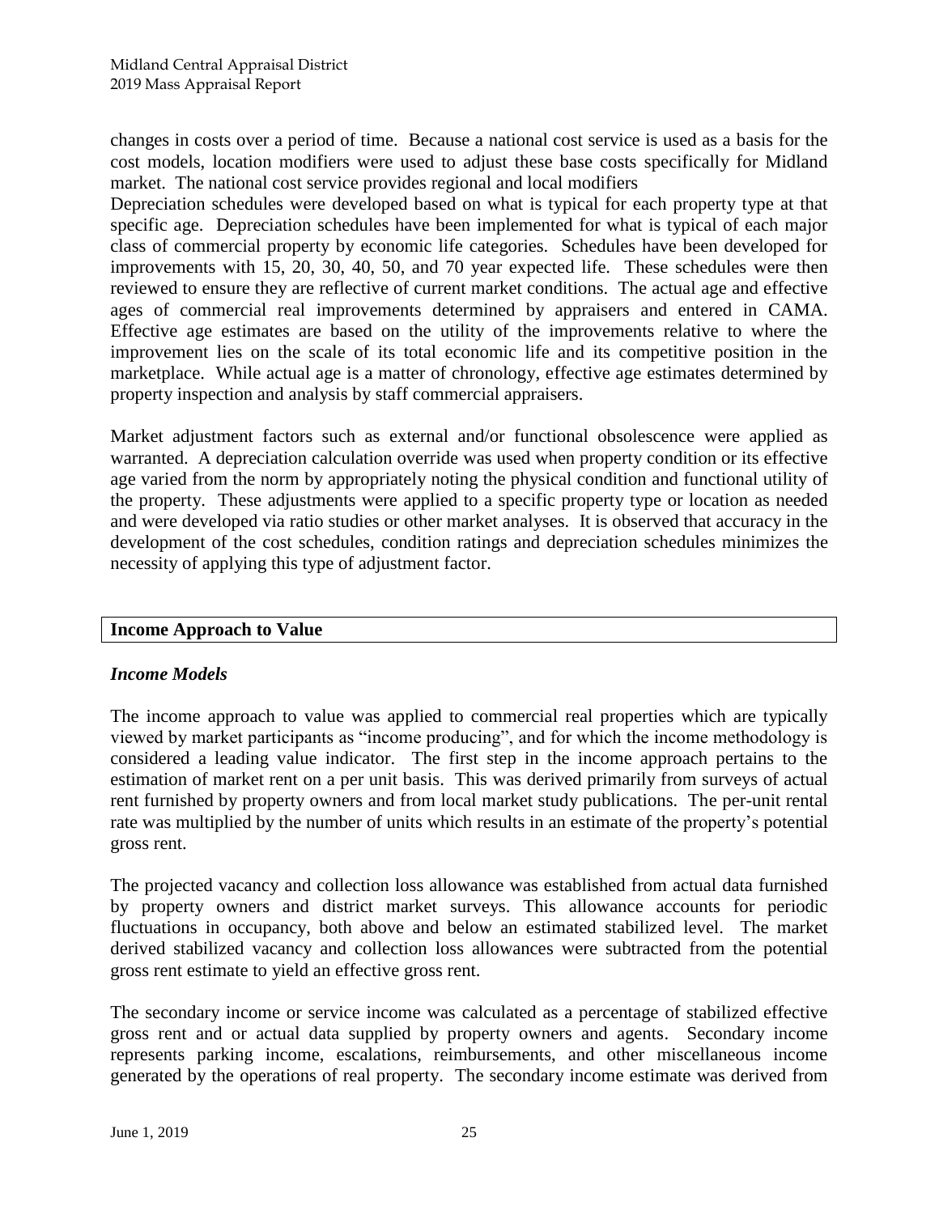changes in costs over a period of time. Because a national cost service is used as a basis for the cost models, location modifiers were used to adjust these base costs specifically for Midland market. The national cost service provides regional and local modifiers

Depreciation schedules were developed based on what is typical for each property type at that specific age. Depreciation schedules have been implemented for what is typical of each major class of commercial property by economic life categories. Schedules have been developed for improvements with 15, 20, 30, 40, 50, and 70 year expected life. These schedules were then reviewed to ensure they are reflective of current market conditions. The actual age and effective ages of commercial real improvements determined by appraisers and entered in CAMA. Effective age estimates are based on the utility of the improvements relative to where the improvement lies on the scale of its total economic life and its competitive position in the marketplace. While actual age is a matter of chronology, effective age estimates determined by property inspection and analysis by staff commercial appraisers.

Market adjustment factors such as external and/or functional obsolescence were applied as warranted. A depreciation calculation override was used when property condition or its effective age varied from the norm by appropriately noting the physical condition and functional utility of the property. These adjustments were applied to a specific property type or location as needed and were developed via ratio studies or other market analyses. It is observed that accuracy in the development of the cost schedules, condition ratings and depreciation schedules minimizes the necessity of applying this type of adjustment factor.

## Income Approach to Value

### *Income Models*

The income approach to value was applied to commercial real properties which are typically viewed by market participants as "income producing", and for which the income methodology is considered a leading value indicator. The first step in the income approach pertains to the estimation of market rent on a per unit basis. This was derived primarily from surveys of actual rent furnished by property owners and from local market study publications. The per-unit rental rate was multiplied by the number of units which results in an estimate of the property's potential gross rent.

The projected vacancy and collection loss allowance was established from actual data furnished by property owners and district market surveys. This allowance accounts for periodic fluctuations in occupancy, both above and below an estimated stabilized level. The market derived stabilized vacancy and collection loss allowances were subtracted from the potential gross rent estimate to yield an effective gross rent.

The secondary income or service income was calculated as a percentage of stabilized effective gross rent and or actual data supplied by property owners and agents. Secondary income represents parking income, escalations, reimbursements, and other miscellaneous income generated by the operations of real property. The secondary income estimate was derived from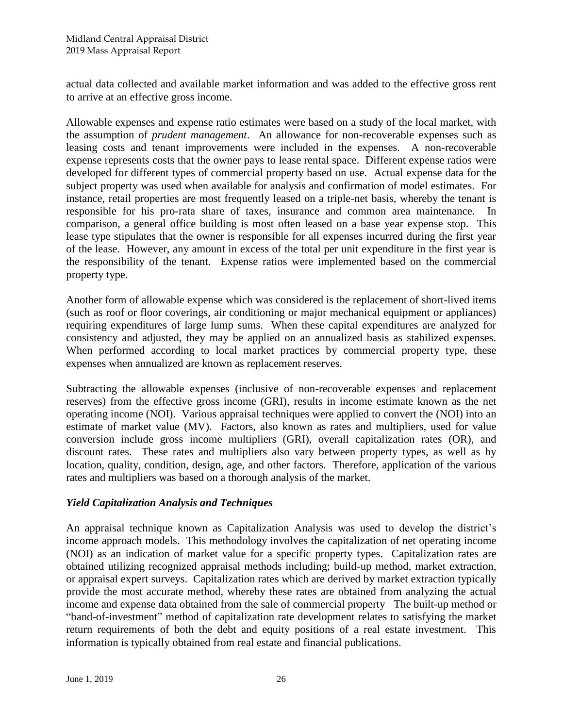actual data collected and available market information and was added to the effective gross rent to arrive at an effective gross income.

Allowable expenses and expense ratio estimates were based on a study of the local market, with the assumption of *prudent management*. An allowance for non-recoverable expenses such as leasing costs and tenant improvements were included in the expenses. A non-recoverable expense represents costs that the owner pays to lease rental space. Different expense ratios were developed for different types of commercial property based on use. Actual expense data for the subject property was used when available for analysis and confirmation of model estimates. For instance, retail properties are most frequently leased on a triple-net basis, whereby the tenant is responsible for his pro-rata share of taxes, insurance and common area maintenance. In comparison, a general office building is most often leased on a base year expense stop. This lease type stipulates that the owner is responsible for all expenses incurred during the first year of the lease. However, any amount in excess of the total per unit expenditure in the first year is the responsibility of the tenant. Expense ratios were implemented based on the commercial property type.

Another form of allowable expense which was considered is the replacement of short-lived items (such as roof or floor coverings, air conditioning or major mechanical equipment or appliances) requiring expenditures of large lump sums. When these capital expenditures are analyzed for consistency and adjusted, they may be applied on an annualized basis as stabilized expenses. When performed according to local market practices by commercial property type, these expenses when annualized are known as replacement reserves.

Subtracting the allowable expenses (inclusive of non-recoverable expenses and replacement reserves) from the effective gross income (GRI), results in income estimate known as the net operating income (NOI). Various appraisal techniques were applied to convert the (NOI) into an estimate of market value (MV). Factors, also known as rates and multipliers, used for value conversion include gross income multipliers (GRI), overall capitalization rates (OR), and discount rates. These rates and multipliers also vary between property types, as well as by location, quality, condition, design, age, and other factors. Therefore, application of the various rates and multipliers was based on a thorough analysis of the market.

### *Yield Capitalization Analysis and Techniques*

An appraisal technique known as Capitalization Analysis was used to develop the district's income approach models. This methodology involves the capitalization of net operating income (NOI) as an indication of market value for a specific property types. Capitalization rates are obtained utilizing recognized appraisal methods including; build-up method, market extraction, or appraisal expert surveys. Capitalization rates which are derived by market extraction typically provide the most accurate method, whereby these rates are obtained from analyzing the actual income and expense data obtained from the sale of commercial property The built-up method or "band-of-investment" method of capitalization rate development relates to satisfying the market return requirements of both the debt and equity positions of a real estate investment. This information is typically obtained from real estate and financial publications.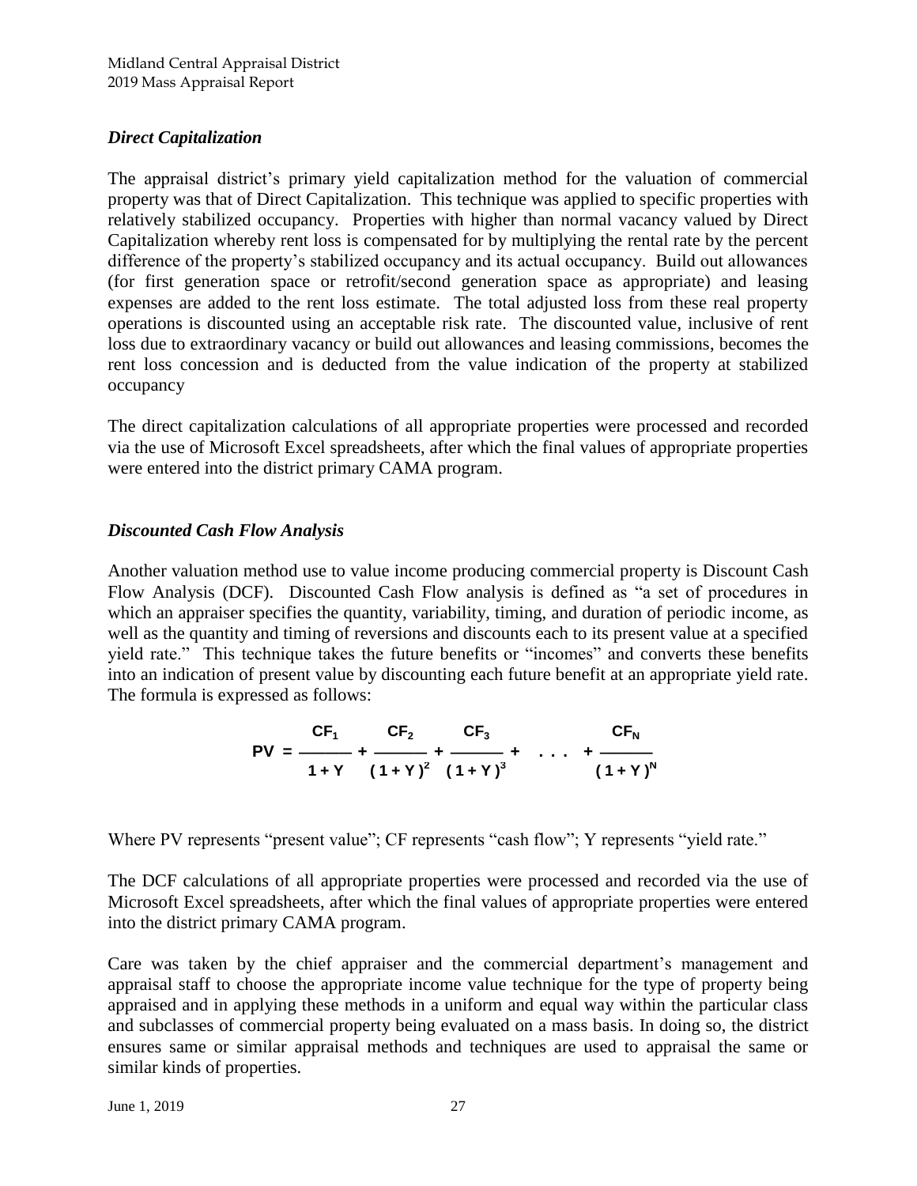### *Direct Capitalization*

The appraisal district's primary yield capitalization method for the valuation of commercial property was that of Direct Capitalization. This technique was applied to specific properties with relatively stabilized occupancy. Properties with higher than normal vacancy valued by Direct Capitalization whereby rent loss is compensated for by multiplying the rental rate by the percent difference of the property's stabilized occupancy and its actual occupancy. Build out allowances (for first generation space or retrofit/second generation space as appropriate) and leasing expenses are added to the rent loss estimate. The total adjusted loss from these real property operations is discounted using an acceptable risk rate. The discounted value, inclusive of rent loss due to extraordinary vacancy or build out allowances and leasing commissions, becomes the rent loss concession and is deducted from the value indication of the property at stabilized occupancy

The direct capitalization calculations of all appropriate properties were processed and recorded via the use of Microsoft Excel spreadsheets, after which the final values of appropriate properties were entered into the district primary CAMA program.

### *Discounted Cash Flow Analysis*

Another valuation method use to value income producing commercial property is Discount Cash Flow Analysis (DCF). Discounted Cash Flow analysis is defined as "a set of procedures in which an appraiser specifies the quantity, variability, timing, and duration of periodic income, as well as the quantity and timing of reversions and discounts each to its present value at a specified yield rate." This technique takes the future benefits or "incomes" and converts these benefits into an indication of present value by discounting each future benefit at an appropriate yield rate. The formula is expressed as follows:

$$PV = \frac{CF_1}{1+Y} + \frac{CF_2}{(1+Y)^2} + \frac{CF_3}{(1+Y)^3} + \ . \ . \ . \ + \frac{CF_N}{(1+Y)^N}$$

Where PV represents "present value"; CF represents "cash flow"; Y represents "yield rate."

The DCF calculations of all appropriate properties were processed and recorded via the use of Microsoft Excel spreadsheets, after which the final values of appropriate properties were entered into the district primary CAMA program.

Care was taken by the chief appraiser and the commercial department's management and appraisal staff to choose the appropriate income value technique for the type of property being appraised and in applying these methods in a uniform and equal way within the particular class and subclasses of commercial property being evaluated on a mass basis. In doing so, the district ensures same or similar appraisal methods and techniques are used to appraisal the same or similar kinds of properties.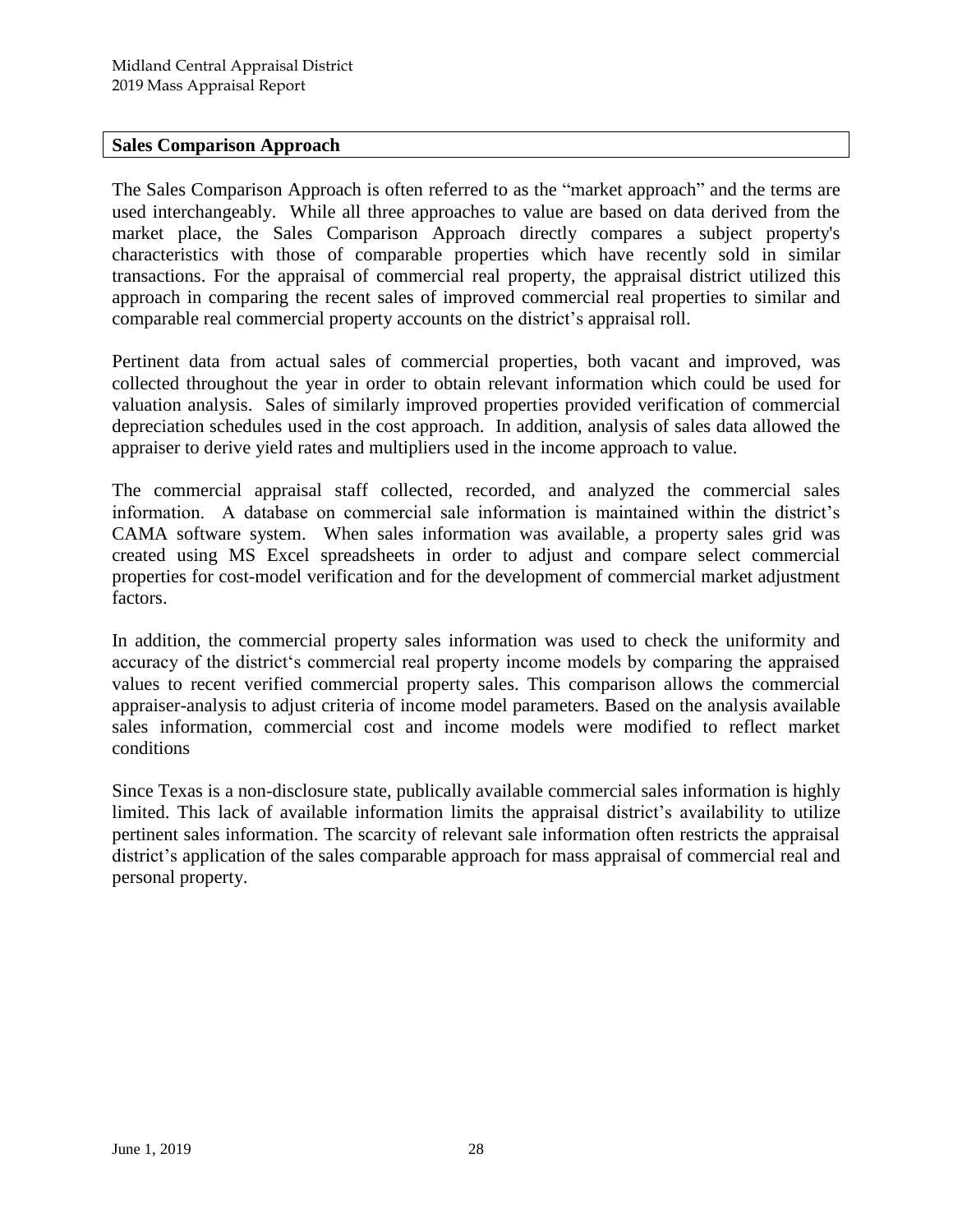## Sales Comparison Approach

The Sales Comparison Approach is often referred to as the "market approach" and the terms are used interchangeably. While all three approaches to value are based on data derived from the market place, the Sales Comparison Approach directly compares a subject property's characteristics with those of comparable properties which have recently sold in similar transactions. For the appraisal of commercial real property, the appraisal district utilized this approach in comparing the recent sales of improved commercial real properties to similar and comparable real commercial property accounts on the district's appraisal roll.

Pertinent data from actual sales of commercial properties, both vacant and improved, was collected throughout the year in order to obtain relevant information which could be used for valuation analysis. Sales of similarly improved properties provided verification of commercial depreciation schedules used in the cost approach. In addition, analysis of sales data allowed the appraiser to derive yield rates and multipliers used in the income approach to value.

The commercial appraisal staff collected, recorded, and analyzed the commercial sales information. A database on commercial sale information is maintained within the district's CAMA software system. When sales information was available, a property sales grid was created using MS Excel spreadsheets in order to adjust and compare select commercial properties for cost-model verification and for the development of commercial market adjustment factors.

In addition, the commercial property sales information was used to check the uniformity and accuracy of the district's commercial real property income models by comparing the appraised values to recent verified commercial property sales. This comparison allows the commercial appraiser-analysis to adjust criteria of income model parameters. Based on the analysis available sales information, commercial cost and income models were modified to reflect market conditions

Since Texas is a non-disclosure state, publically available commercial sales information is highly limited. This lack of available information limits the appraisal district's availability to utilize pertinent sales information. The scarcity of relevant sale information often restricts the appraisal district's application of the sales comparable approach for mass appraisal of commercial real and personal property.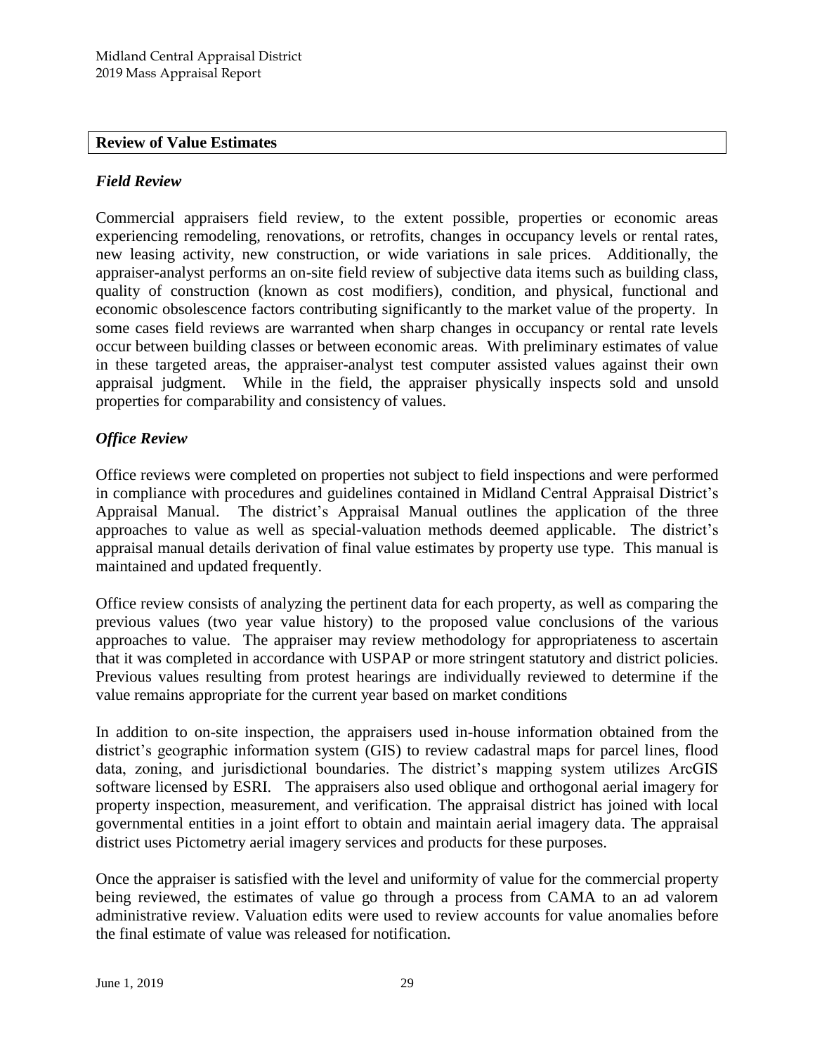## Review of Value Estimates

### *Field Review*

Commercial appraisers field review, to the extent possible, properties or economic areas experiencing remodeling, renovations, or retrofits, changes in occupancy levels or rental rates, new leasing activity, new construction, or wide variations in sale prices. Additionally, the appraiser-analyst performs an on-site field review of subjective data items such as building class, quality of construction (known as cost modifiers), condition, and physical, functional and economic obsolescence factors contributing significantly to the market value of the property. In some cases field reviews are warranted when sharp changes in occupancy or rental rate levels occur between building classes or between economic areas. With preliminary estimates of value in these targeted areas, the appraiser-analyst test computer assisted values against their own appraisal judgment. While in the field, the appraiser physically inspects sold and unsold properties for comparability and consistency of values.

### *Office Review*

Office reviews were completed on properties not subject to field inspections and were performed in compliance with procedures and guidelines contained in Midland Central Appraisal District's Appraisal Manual. The district's Appraisal Manual outlines the application of the three approaches to value as well as special-valuation methods deemed applicable. The district's appraisal manual details derivation of final value estimates by property use type. This manual is maintained and updated frequently.

Office review consists of analyzing the pertinent data for each property, as well as comparing the previous values (two year value history) to the proposed value conclusions of the various approaches to value. The appraiser may review methodology for appropriateness to ascertain that it was completed in accordance with USPAP or more stringent statutory and district policies. Previous values resulting from protest hearings are individually reviewed to determine if the value remains appropriate for the current year based on market conditions

In addition to on-site inspection, the appraisers used in-house information obtained from the district's geographic information system (GIS) to review cadastral maps for parcel lines, flood data, zoning, and jurisdictional boundaries. The district's mapping system utilizes ArcGIS software licensed by ESRI. The appraisers also used oblique and orthogonal aerial imagery for property inspection, measurement, and verification. The appraisal district has joined with local governmental entities in a joint effort to obtain and maintain aerial imagery data. The appraisal district uses Pictometry aerial imagery services and products for these purposes.

Once the appraiser is satisfied with the level and uniformity of value for the commercial property being reviewed, the estimates of value go through a process from CAMA to an ad valorem administrative review. Valuation edits were used to review accounts for value anomalies before the final estimate of value was released for notification.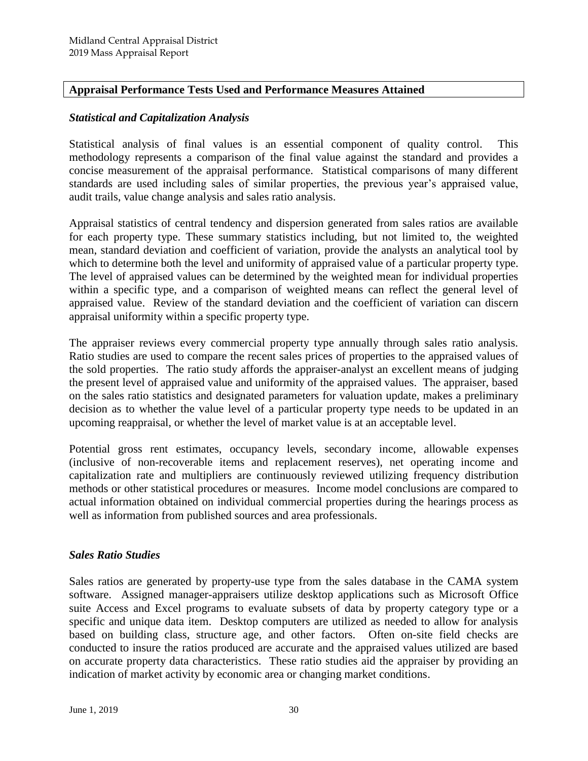## Appraisal Performance Tests Used and Performance Measures Attained

### *Statistical and Capitalization Analysis*

Statistical analysis of final values is an essential component of quality control. This methodology represents a comparison of the final value against the standard and provides a concise measurement of the appraisal performance. Statistical comparisons of many different standards are used including sales of similar properties, the previous year's appraised value, audit trails, value change analysis and sales ratio analysis.

Appraisal statistics of central tendency and dispersion generated from sales ratios are available for each property type. These summary statistics including, but not limited to, the weighted mean, standard deviation and coefficient of variation, provide the analysts an analytical tool by which to determine both the level and uniformity of appraised value of a particular property type. The level of appraised values can be determined by the weighted mean for individual properties within a specific type, and a comparison of weighted means can reflect the general level of appraised value. Review of the standard deviation and the coefficient of variation can discern appraisal uniformity within a specific property type.

The appraiser reviews every commercial property type annually through sales ratio analysis. Ratio studies are used to compare the recent sales prices of properties to the appraised values of the sold properties. The ratio study affords the appraiser-analyst an excellent means of judging the present level of appraised value and uniformity of the appraised values. The appraiser, based on the sales ratio statistics and designated parameters for valuation update, makes a preliminary decision as to whether the value level of a particular property type needs to be updated in an upcoming reappraisal, or whether the level of market value is at an acceptable level.

Potential gross rent estimates, occupancy levels, secondary income, allowable expenses (inclusive of non-recoverable items and replacement reserves), net operating income and capitalization rate and multipliers are continuously reviewed utilizing frequency distribution methods or other statistical procedures or measures. Income model conclusions are compared to actual information obtained on individual commercial properties during the hearings process as well as information from published sources and area professionals.

### *Sales Ratio Studies*

Sales ratios are generated by property-use type from the sales database in the CAMA system software. Assigned manager-appraisers utilize desktop applications such as Microsoft Office suite Access and Excel programs to evaluate subsets of data by property category type or a specific and unique data item. Desktop computers are utilized as needed to allow for analysis based on building class, structure age, and other factors. Often on-site field checks are conducted to insure the ratios produced are accurate and the appraised values utilized are based on accurate property data characteristics. These ratio studies aid the appraiser by providing an indication of market activity by economic area or changing market conditions.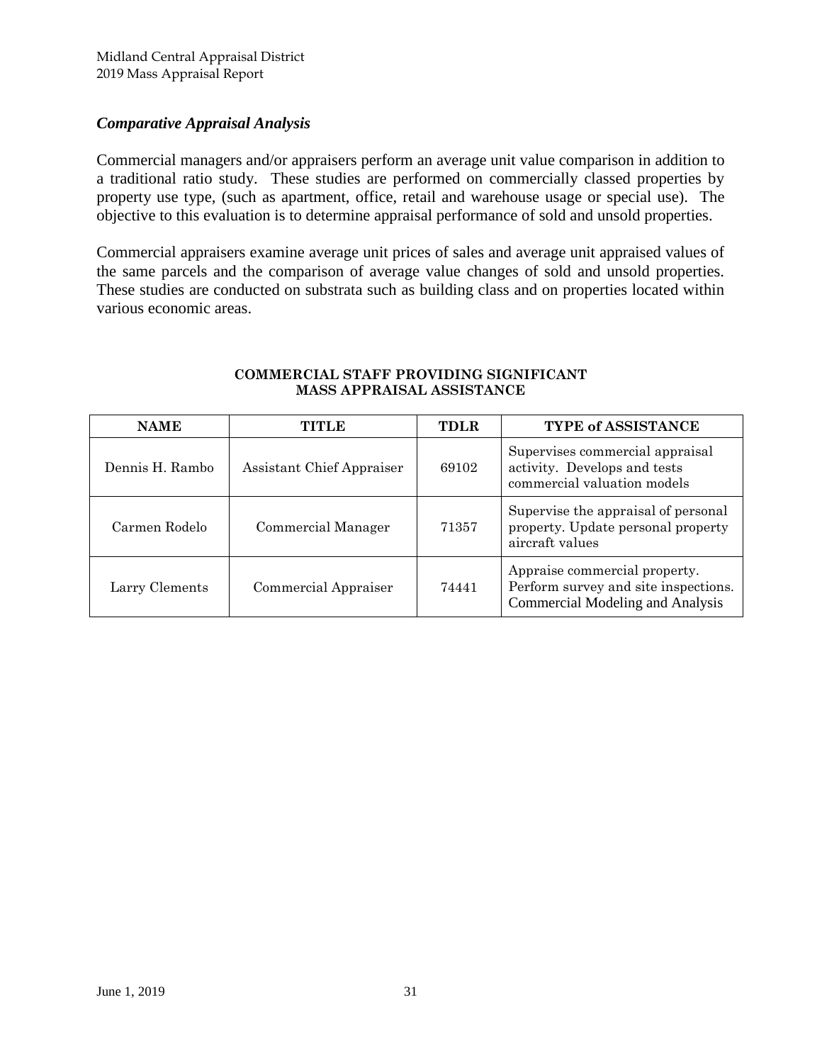### *Comparative Appraisal Analysis*

Commercial managers and/or appraisers perform an average unit value comparison in addition to a traditional ratio study. These studies are performed on commercially classed properties by property use type, (such as apartment, office, retail and warehouse usage or special use). The objective to this evaluation is to determine appraisal performance of sold and unsold properties.

Commercial appraisers examine average unit prices of sales and average unit appraised values of the same parcels and the comparison of average value changes of sold and unsold properties. These studies are conducted on substrata such as building class and on properties located within various economic areas.

**COMMERCIAL STAFF PROVIDING SIGNIFICANT MASS APPRAISAL ASSISTANCE**

| NAME | TITLE | TDLR | TYPE of ASSISTANCE |
|---|---|---|---|
| Dennis H. Rambo | Assistant Chief Appraiser | 69102 | Supervises commercial appraisal activity. Develops and tests commercial valuation models |
| Carmen Rodelo | Commercial Manager | 71357 | Supervise the appraisal of personal property. Update personal property aircraft values |
| Larry Clements | Commercial Appraiser | 74441 | Appraise commercial property. Perform survey and site inspections. Commercial Modeling and Analysis |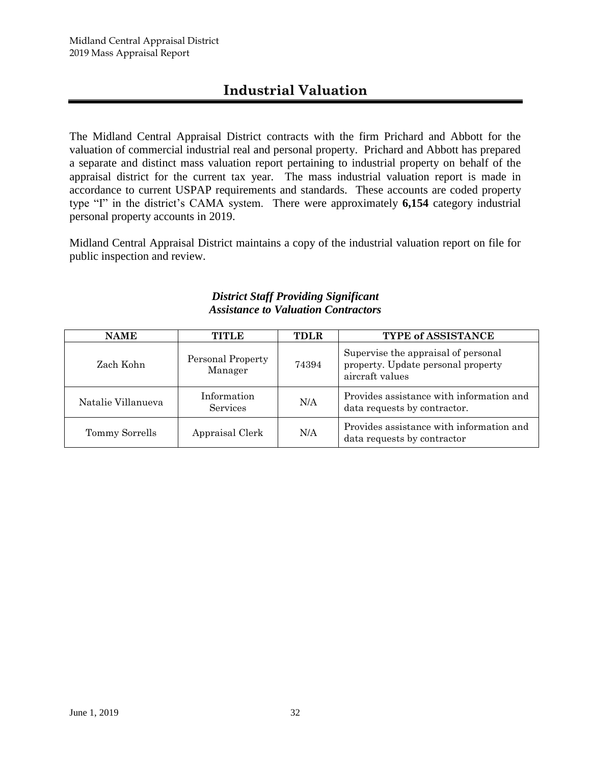# Industrial Valuation

The Midland Central Appraisal District contracts with the firm Prichard and Abbott for the valuation of commercial industrial real and personal property. Prichard and Abbott has prepared a separate and distinct mass valuation report pertaining to industrial property on behalf of the appraisal district for the current tax year. The mass industrial valuation report is made in accordance to current USPAP requirements and standards. These accounts are coded property type "I" in the district's CAMA system. There were approximately **6,154** category industrial personal property accounts in 2019.

Midland Central Appraisal District maintains a copy of the industrial valuation report on file for public inspection and review.

***District Staff Providing Significant Assistance to Valuation Contractors***

| NAME | TITLE | TDLR | TYPE of ASSISTANCE |
|---|---|---|---|
| Zach Kohn | Personal Property Manager | 74394 | Supervise the appraisal of personal property. Update personal property aircraft values |
| Natalie Villanueva | Information Services | N/A | Provides assistance with information and data requests by contractor. |
| Tommy Sorrells | Appraisal Clerk | N/A | Provides assistance with information and data requests by contractor |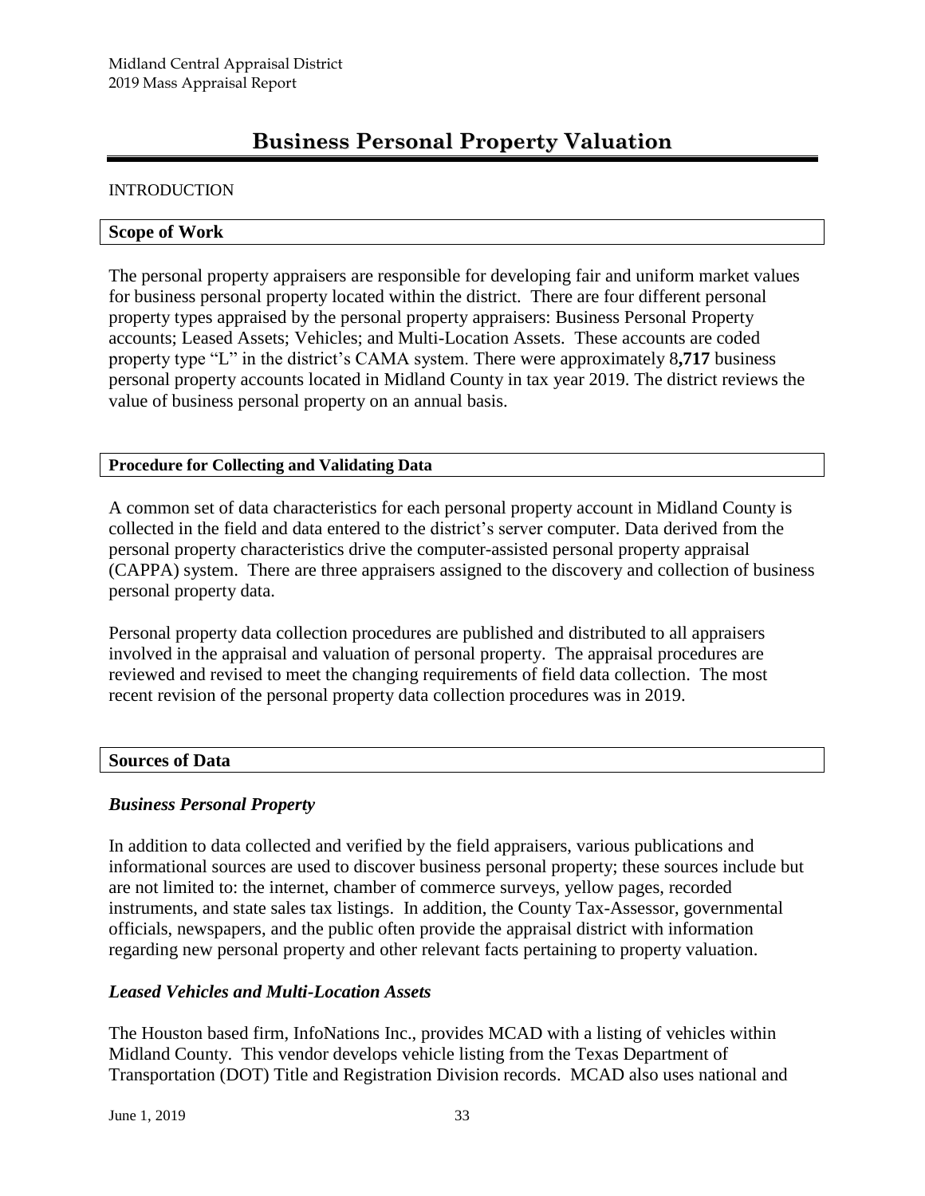# Business Personal Property Valuation

INTRODUCTION

## Scope of Work

The personal property appraisers are responsible for developing fair and uniform market values for business personal property located within the district. There are four different personal property types appraised by the personal property appraisers: Business Personal Property accounts; Leased Assets; Vehicles; and Multi-Location Assets. These accounts are coded property type "L" in the district's CAMA system. There were approximately 8**,717** business personal property accounts located in Midland County in tax year 2019. The district reviews the value of business personal property on an annual basis.

## Procedure for Collecting and Validating Data

A common set of data characteristics for each personal property account in Midland County is collected in the field and data entered to the district's server computer. Data derived from the personal property characteristics drive the computer-assisted personal property appraisal (CAPPA) system. There are three appraisers assigned to the discovery and collection of business personal property data.

Personal property data collection procedures are published and distributed to all appraisers involved in the appraisal and valuation of personal property. The appraisal procedures are reviewed and revised to meet the changing requirements of field data collection. The most recent revision of the personal property data collection procedures was in 2019.

## Sources of Data

### *Business Personal Property*

In addition to data collected and verified by the field appraisers, various publications and informational sources are used to discover business personal property; these sources include but are not limited to: the internet, chamber of commerce surveys, yellow pages, recorded instruments, and state sales tax listings. In addition, the County Tax-Assessor, governmental officials, newspapers, and the public often provide the appraisal district with information regarding new personal property and other relevant facts pertaining to property valuation.

### *Leased Vehicles and Multi-Location Assets*

The Houston based firm, InfoNations Inc., provides MCAD with a listing of vehicles within Midland County. This vendor develops vehicle listing from the Texas Department of Transportation (DOT) Title and Registration Division records. MCAD also uses national and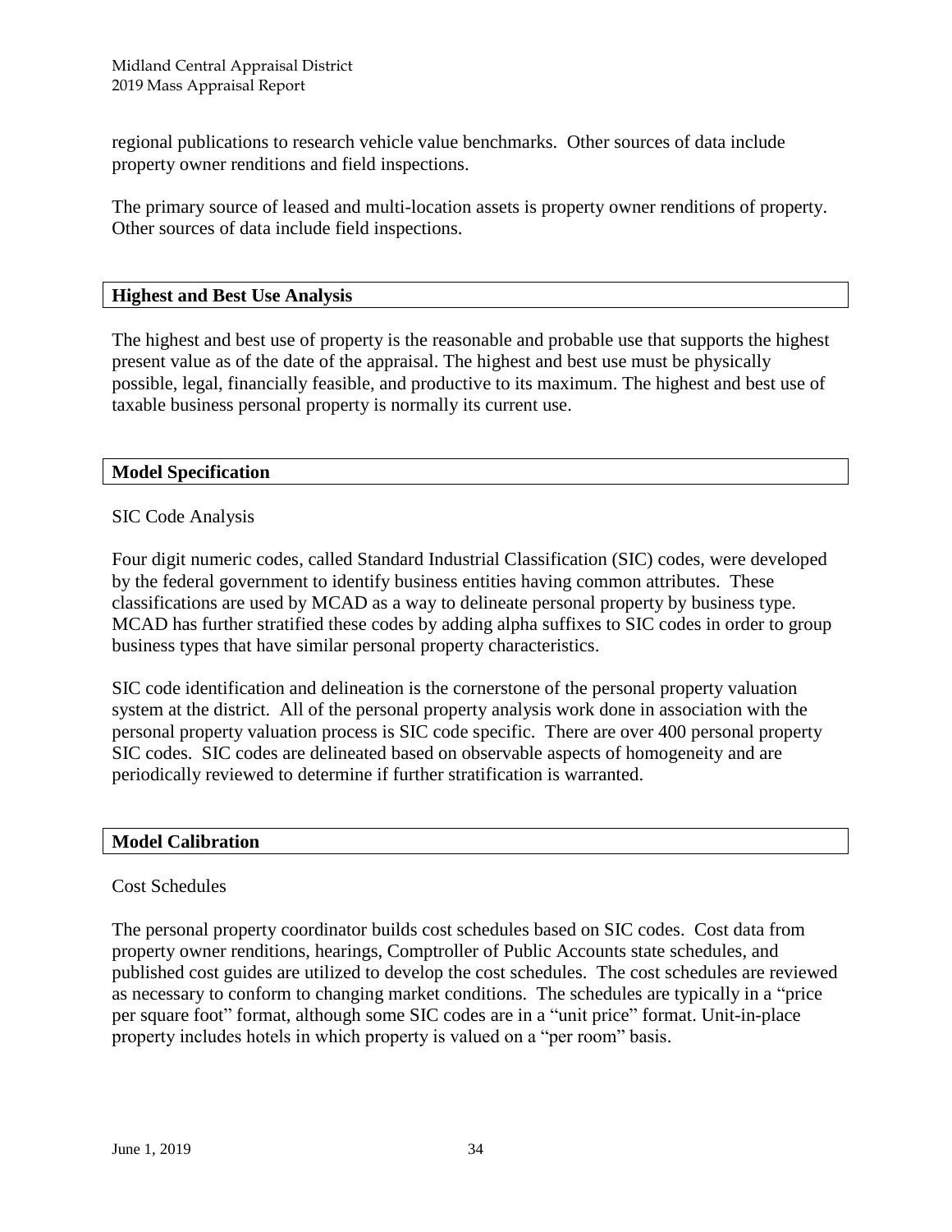regional publications to research vehicle value benchmarks. Other sources of data include property owner renditions and field inspections.

The primary source of leased and multi-location assets is property owner renditions of property. Other sources of data include field inspections.

## Highest and Best Use Analysis

The highest and best use of property is the reasonable and probable use that supports the highest present value as of the date of the appraisal. The highest and best use must be physically possible, legal, financially feasible, and productive to its maximum. The highest and best use of taxable business personal property is normally its current use.

## Model Specification

SIC Code Analysis

Four digit numeric codes, called Standard Industrial Classification (SIC) codes, were developed by the federal government to identify business entities having common attributes. These classifications are used by MCAD as a way to delineate personal property by business type. MCAD has further stratified these codes by adding alpha suffixes to SIC codes in order to group business types that have similar personal property characteristics.

SIC code identification and delineation is the cornerstone of the personal property valuation system at the district. All of the personal property analysis work done in association with the personal property valuation process is SIC code specific. There are over 400 personal property SIC codes. SIC codes are delineated based on observable aspects of homogeneity and are periodically reviewed to determine if further stratification is warranted.

## Model Calibration

Cost Schedules

The personal property coordinator builds cost schedules based on SIC codes. Cost data from property owner renditions, hearings, Comptroller of Public Accounts state schedules, and published cost guides are utilized to develop the cost schedules. The cost schedules are reviewed as necessary to conform to changing market conditions. The schedules are typically in a "price per square foot" format, although some SIC codes are in a "unit price" format. Unit-in-place property includes hotels in which property is valued on a "per room" basis.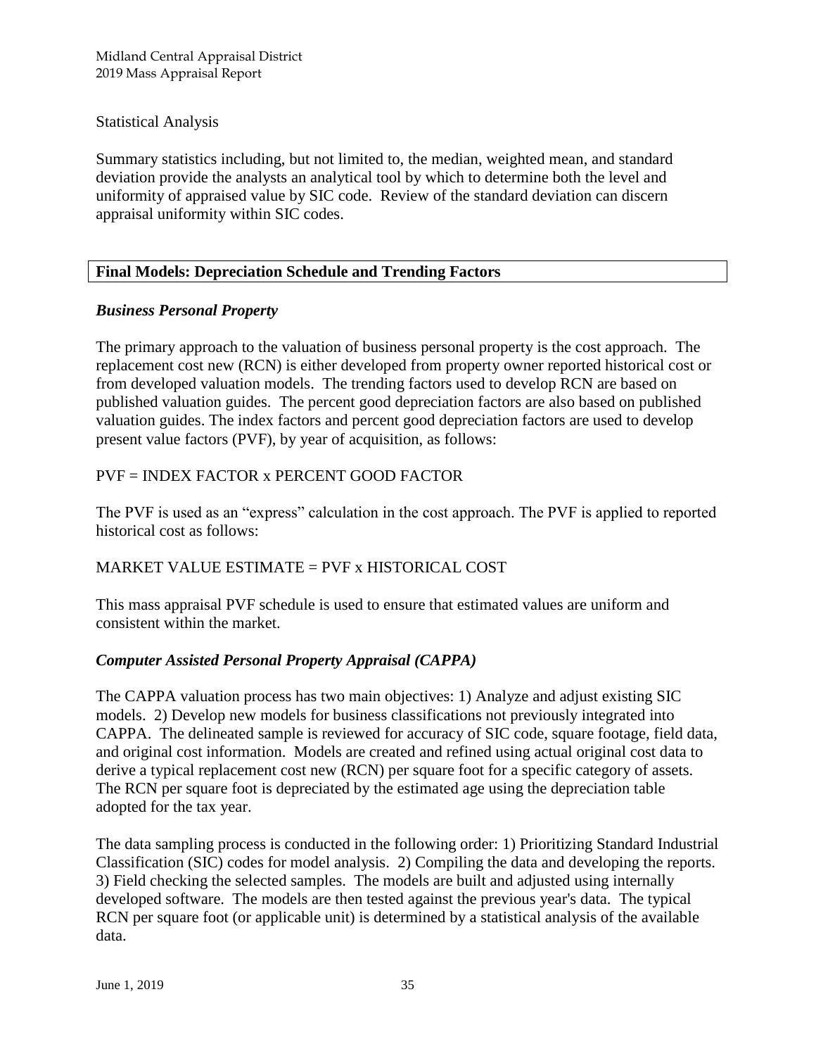Statistical Analysis

Summary statistics including, but not limited to, the median, weighted mean, and standard deviation provide the analysts an analytical tool by which to determine both the level and uniformity of appraised value by SIC code. Review of the standard deviation can discern appraisal uniformity within SIC codes.

## Final Models: Depreciation Schedule and Trending Factors

### *Business Personal Property*

The primary approach to the valuation of business personal property is the cost approach. The replacement cost new (RCN) is either developed from property owner reported historical cost or from developed valuation models. The trending factors used to develop RCN are based on published valuation guides. The percent good depreciation factors are also based on published valuation guides. The index factors and percent good depreciation factors are used to develop present value factors (PVF), by year of acquisition, as follows:

PVF = INDEX FACTOR x PERCENT GOOD FACTOR

The PVF is used as an "express" calculation in the cost approach. The PVF is applied to reported historical cost as follows:

MARKET VALUE ESTIMATE = PVF x HISTORICAL COST

This mass appraisal PVF schedule is used to ensure that estimated values are uniform and consistent within the market.

### *Computer Assisted Personal Property Appraisal (CAPPA)*

The CAPPA valuation process has two main objectives: 1) Analyze and adjust existing SIC models. 2) Develop new models for business classifications not previously integrated into CAPPA. The delineated sample is reviewed for accuracy of SIC code, square footage, field data, and original cost information. Models are created and refined using actual original cost data to derive a typical replacement cost new (RCN) per square foot for a specific category of assets. The RCN per square foot is depreciated by the estimated age using the depreciation table adopted for the tax year.

The data sampling process is conducted in the following order: 1) Prioritizing Standard Industrial Classification (SIC) codes for model analysis. 2) Compiling the data and developing the reports. 3) Field checking the selected samples. The models are built and adjusted using internally developed software. The models are then tested against the previous year's data. The typical RCN per square foot (or applicable unit) is determined by a statistical analysis of the available data.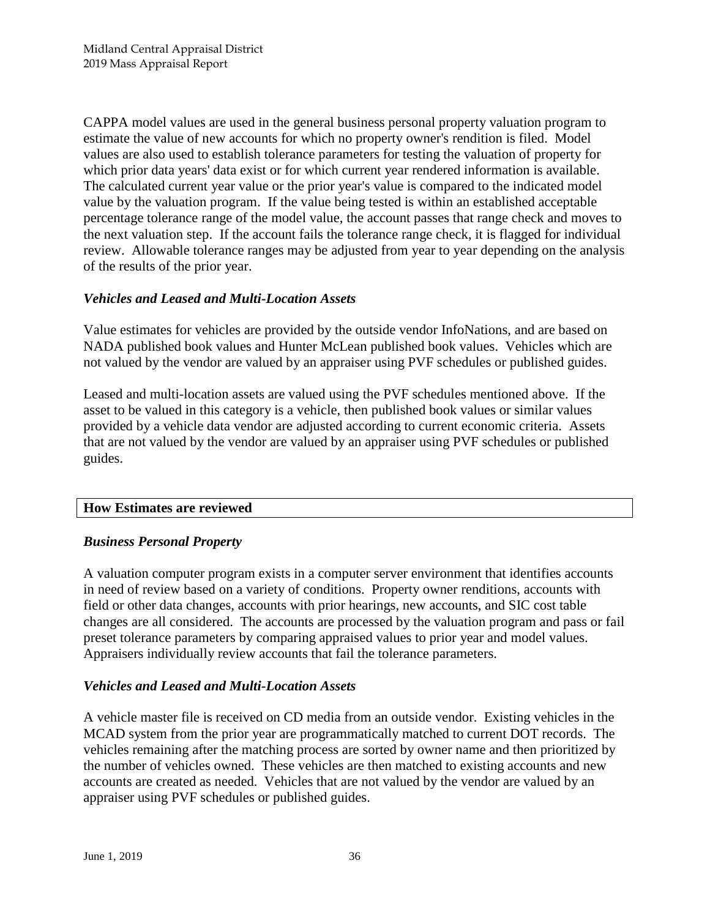CAPPA model values are used in the general business personal property valuation program to estimate the value of new accounts for which no property owner's rendition is filed. Model values are also used to establish tolerance parameters for testing the valuation of property for which prior data years' data exist or for which current year rendered information is available. The calculated current year value or the prior year's value is compared to the indicated model value by the valuation program. If the value being tested is within an established acceptable percentage tolerance range of the model value, the account passes that range check and moves to the next valuation step. If the account fails the tolerance range check, it is flagged for individual review. Allowable tolerance ranges may be adjusted from year to year depending on the analysis of the results of the prior year.

### *Vehicles and Leased and Multi-Location Assets*

Value estimates for vehicles are provided by the outside vendor InfoNations, and are based on NADA published book values and Hunter McLean published book values. Vehicles which are not valued by the vendor are valued by an appraiser using PVF schedules or published guides.

Leased and multi-location assets are valued using the PVF schedules mentioned above. If the asset to be valued in this category is a vehicle, then published book values or similar values provided by a vehicle data vendor are adjusted according to current economic criteria. Assets that are not valued by the vendor are valued by an appraiser using PVF schedules or published guides.

## How Estimates are reviewed

### *Business Personal Property*

A valuation computer program exists in a computer server environment that identifies accounts in need of review based on a variety of conditions. Property owner renditions, accounts with field or other data changes, accounts with prior hearings, new accounts, and SIC cost table changes are all considered. The accounts are processed by the valuation program and pass or fail preset tolerance parameters by comparing appraised values to prior year and model values. Appraisers individually review accounts that fail the tolerance parameters.

### *Vehicles and Leased and Multi-Location Assets*

A vehicle master file is received on CD media from an outside vendor. Existing vehicles in the MCAD system from the prior year are programmatically matched to current DOT records. The vehicles remaining after the matching process are sorted by owner name and then prioritized by the number of vehicles owned. These vehicles are then matched to existing accounts and new accounts are created as needed. Vehicles that are not valued by the vendor are valued by an appraiser using PVF schedules or published guides.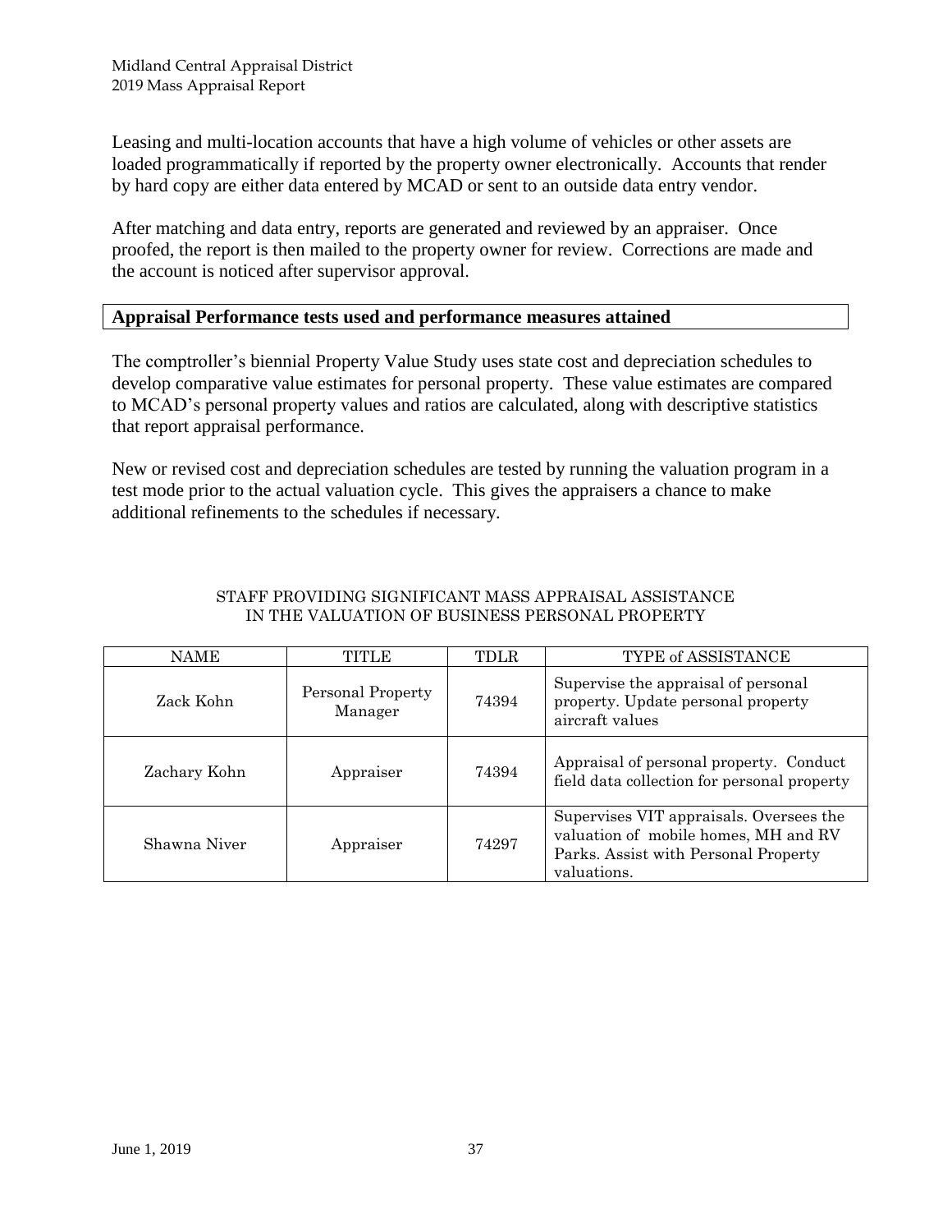Leasing and multi-location accounts that have a high volume of vehicles or other assets are loaded programmatically if reported by the property owner electronically. Accounts that render by hard copy are either data entered by MCAD or sent to an outside data entry vendor.

After matching and data entry, reports are generated and reviewed by an appraiser. Once proofed, the report is then mailed to the property owner for review. Corrections are made and the account is noticed after supervisor approval.

## Appraisal Performance tests used and performance measures attained

The comptroller's biennial Property Value Study uses state cost and depreciation schedules to develop comparative value estimates for personal property. These value estimates are compared to MCAD's personal property values and ratios are calculated, along with descriptive statistics that report appraisal performance.

New or revised cost and depreciation schedules are tested by running the valuation program in a test mode prior to the actual valuation cycle. This gives the appraisers a chance to make additional refinements to the schedules if necessary.

STAFF PROVIDING SIGNIFICANT MASS APPRAISAL ASSISTANCE IN THE VALUATION OF BUSINESS PERSONAL PROPERTY

| NAME | TITLE | TDLR | TYPE of ASSISTANCE |
|---|---|---|---|
| Zack Kohn | Personal Property Manager | 74394 | Supervise the appraisal of personal property. Update personal property aircraft values |
| Zachary Kohn | Appraiser | 74394 | Appraisal of personal property. Conduct field data collection for personal property |
| Shawna Niver | Appraiser | 74297 | Supervises VIT appraisals. Oversees the valuation of mobile homes, MH and RV Parks. Assist with Personal Property valuations. |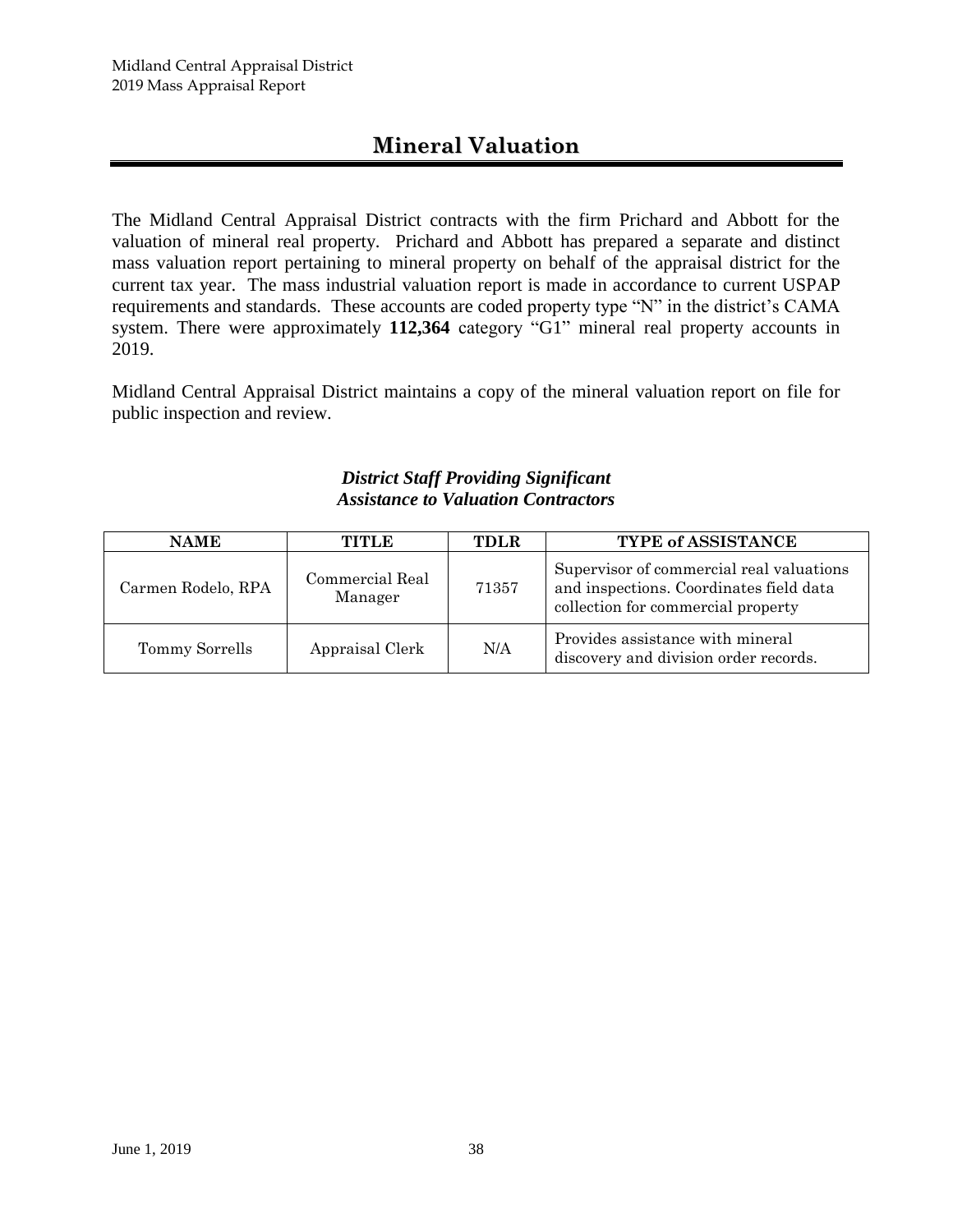# Mineral Valuation

The Midland Central Appraisal District contracts with the firm Prichard and Abbott for the valuation of mineral real property. Prichard and Abbott has prepared a separate and distinct mass valuation report pertaining to mineral property on behalf of the appraisal district for the current tax year. The mass industrial valuation report is made in accordance to current USPAP requirements and standards. These accounts are coded property type "N" in the district's CAMA system. There were approximately **112,364** category "G1" mineral real property accounts in 2019.

Midland Central Appraisal District maintains a copy of the mineral valuation report on file for public inspection and review.

***District Staff Providing Significant Assistance to Valuation Contractors***

| NAME | TITLE | TDLR | TYPE of ASSISTANCE |
|---|---|---|---|
| Carmen Rodelo, RPA | Commercial Real Manager | 71357 | Supervisor of commercial real valuations and inspections. Coordinates field data collection for commercial property |
| Tommy Sorrells | Appraisal Clerk | N/A | Provides assistance with mineral discovery and division order records. |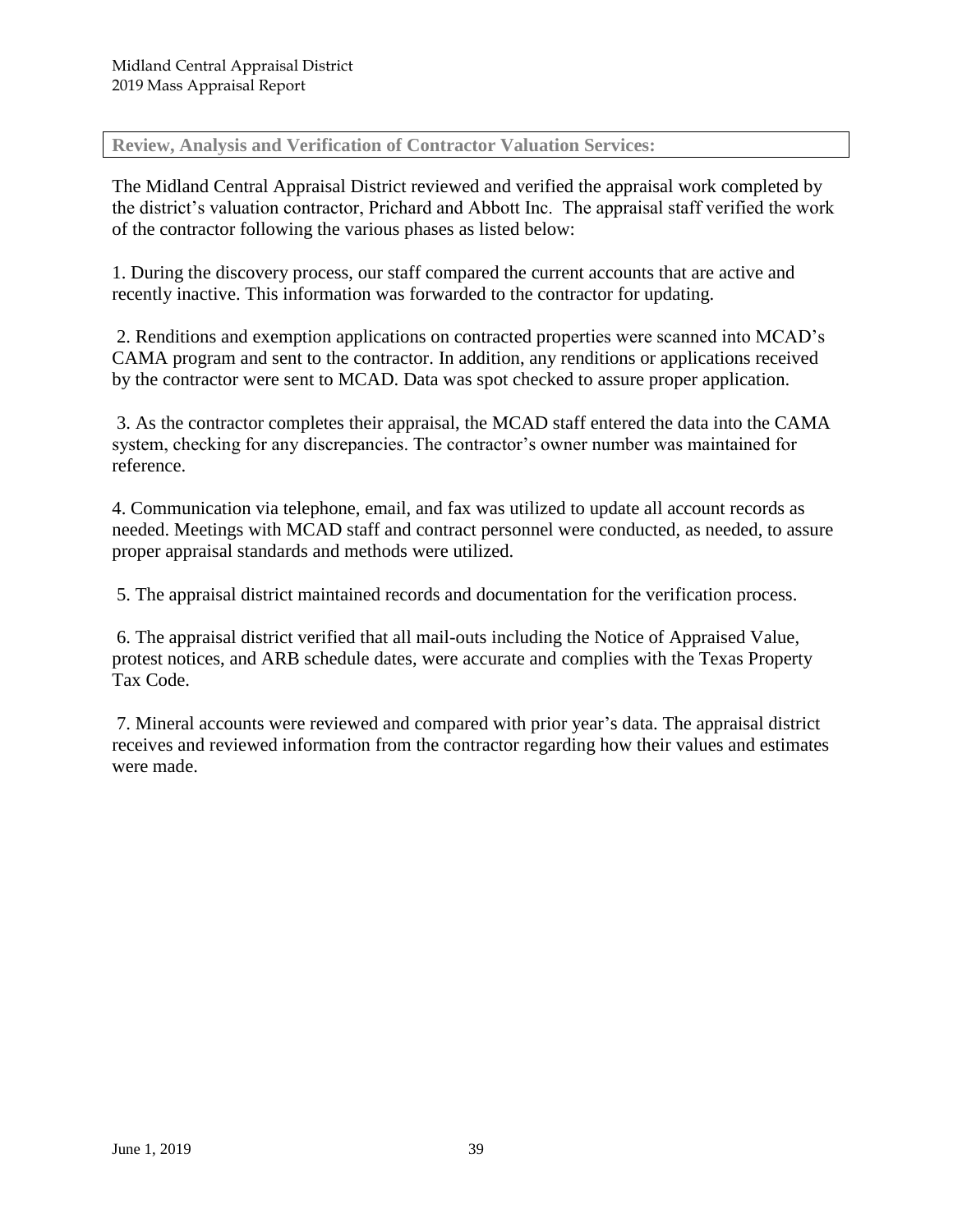## Review, Analysis and Verification of Contractor Valuation Services:

The Midland Central Appraisal District reviewed and verified the appraisal work completed by the district's valuation contractor, Prichard and Abbott Inc. The appraisal staff verified the work of the contractor following the various phases as listed below:

1. During the discovery process, our staff compared the current accounts that are active and recently inactive. This information was forwarded to the contractor for updating.

2. Renditions and exemption applications on contracted properties were scanned into MCAD's CAMA program and sent to the contractor. In addition, any renditions or applications received by the contractor were sent to MCAD. Data was spot checked to assure proper application.

3. As the contractor completes their appraisal, the MCAD staff entered the data into the CAMA system, checking for any discrepancies. The contractor's owner number was maintained for reference.

4. Communication via telephone, email, and fax was utilized to update all account records as needed. Meetings with MCAD staff and contract personnel were conducted, as needed, to assure proper appraisal standards and methods were utilized.

5. The appraisal district maintained records and documentation for the verification process.

6. The appraisal district verified that all mail-outs including the Notice of Appraised Value, protest notices, and ARB schedule dates, were accurate and complies with the Texas Property Tax Code.

7. Mineral accounts were reviewed and compared with prior year's data. The appraisal district receives and reviewed information from the contractor regarding how their values and estimates were made.